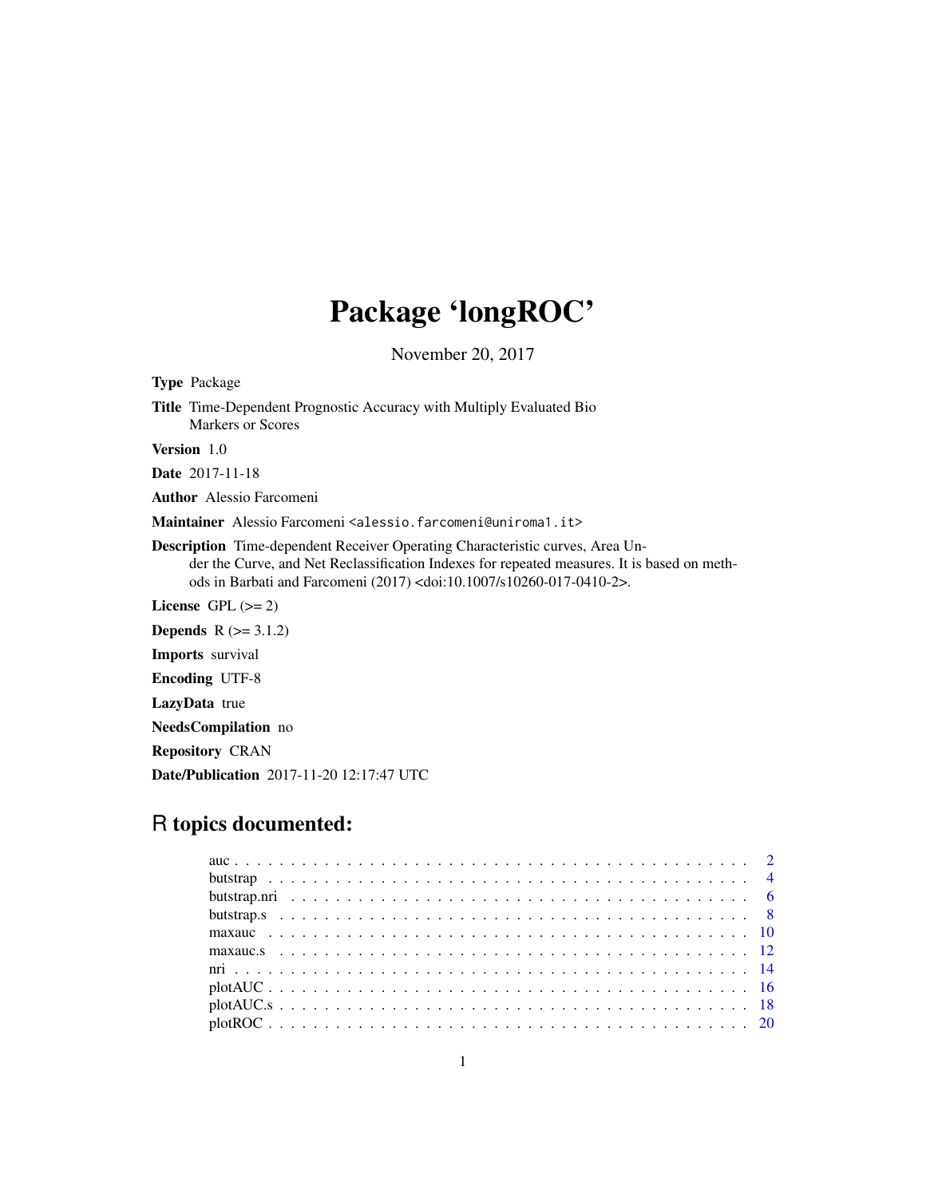# Package 'longROC'

November 20, 2017

**Type** Package

**Title** Time-Dependent Prognostic Accuracy with Multiply Evaluated Bio Markers or Scores

**Version** 1.0

**Date** 2017-11-18

**Author** Alessio Farcomeni

**Maintainer** Alessio Farcomeni <alessio.farcomeni@uniroma1.it>

**Description** Time-dependent Receiver Operating Characteristic curves, Area Under the Curve, and Net Reclassification Indexes for repeated measures. It is based on methods in Barbati and Farcomeni (2017) <doi:10.1007/s10260-017-0410-2>.

**License** GPL (>= 2)

**Depends** R (>= 3.1.2)

**Imports** survival

**Encoding** UTF-8

**LazyData** true

**NeedsCompilation** no

**Repository** CRAN

**Date/Publication** 2017-11-20 12:17:47 UTC

## R topics documented:

| | |
|---|---|
| auc | 2 |
| butstrap | 4 |
| butstrap.nri | 6 |
| butstrap.s | 8 |
| maxauc | 10 |
| maxauc.s | 12 |
| nri | 14 |
| plotAUC | 16 |
| plotAUC.s | 18 |
| plotROC | 20 |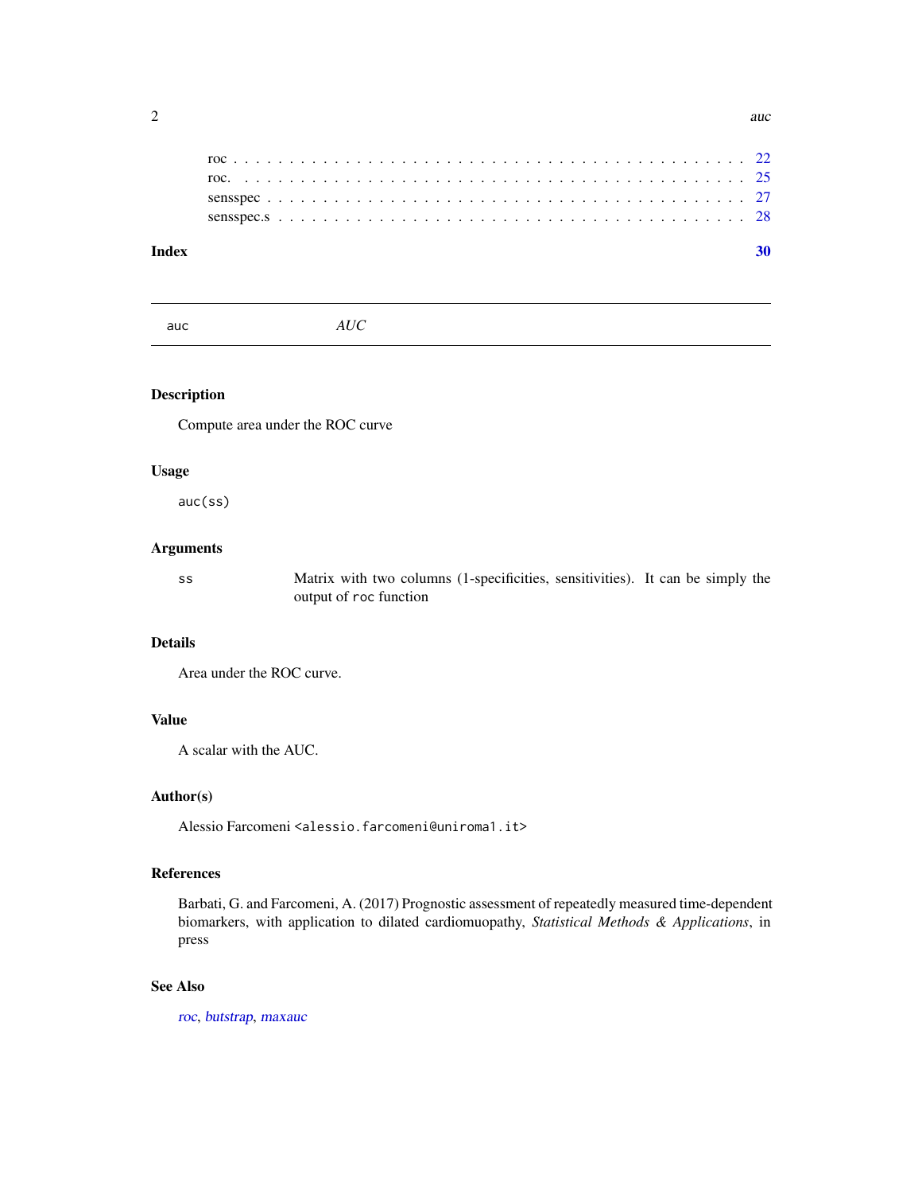roc . . . . . . . . . . . . . . . . . . . . . . . . . . . . . . . . . . . . . . . . . . . 22
roc. . . . . . . . . . . . . . . . . . . . . . . . . . . . . . . . . . . . . . . . . . . . 25
sensspec . . . . . . . . . . . . . . . . . . . . . . . . . . . . . . . . . . . . . . . . . 27
sensspec.s . . . . . . . . . . . . . . . . . . . . . . . . . . . . . . . . . . . . . . . . 28

**Index** **30**

---

`auc` *AUC*

---

### Description

Compute area under the ROC curve

### Usage

```
auc(ss)
```

### Arguments

| | |
|---|---|
| `ss` | Matrix with two columns (1-specificities, sensitivities). It can be simply the output of `roc` function |

### Details

Area under the ROC curve.

### Value

A scalar with the AUC.

### Author(s)

Alessio Farcomeni <`alessio.farcomeni@uniroma1.it`>

### References

Barbati, G. and Farcomeni, A. (2017) Prognostic assessment of repeatedly measured time-dependent biomarkers, with application to dilated cardiomuopathy, *Statistical Methods & Applications*, in press

### See Also

roc, butstrap, maxauc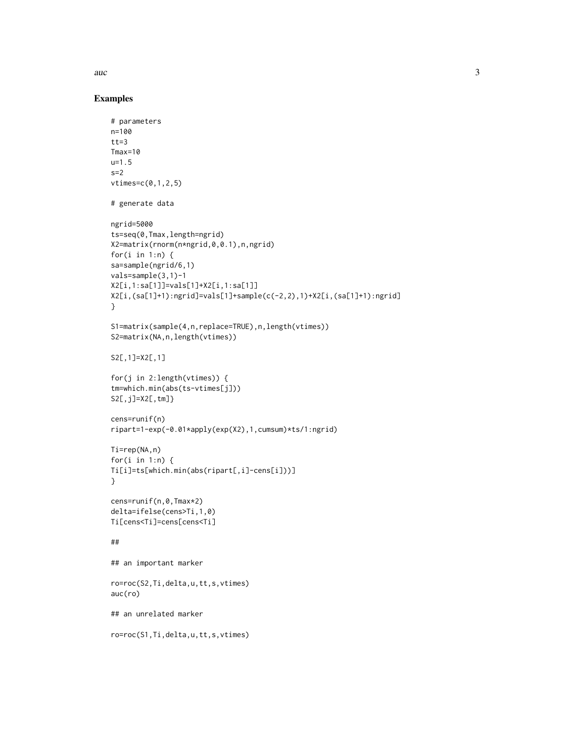## Examples

```
# parameters
n=100
tt=3
Tmax=10
u=1.5
s=2
vtimes=c(0,1,2,5)

# generate data

ngrid=5000
ts=seq(0,Tmax,length=ngrid)
X2=matrix(rnorm(n*ngrid,0,0.1),n,ngrid)
for(i in 1:n) {
sa=sample(ngrid/6,1)
vals=sample(3,1)-1
X2[i,1:sa[1]]=vals[1]+X2[i,1:sa[1]]
X2[i,(sa[1]+1):ngrid]=vals[1]+sample(c(-2,2),1)+X2[i,(sa[1]+1):ngrid]
}

S1=matrix(sample(4,n,replace=TRUE),n,length(vtimes))
S2=matrix(NA,n,length(vtimes))

S2[,1]=X2[,1]

for(j in 2:length(vtimes)) {
tm=which.min(abs(ts-vtimes[j]))
S2[,j]=X2[,tm]}

cens=runif(n)
ripart=1-exp(-0.01*apply(exp(X2),1,cumsum)*ts/1:ngrid)

Ti=rep(NA,n)
for(i in 1:n) {
Ti[i]=ts[which.min(abs(ripart[,i]-cens[i]))]
}

cens=runif(n,0,Tmax*2)
delta=ifelse(cens>Ti,1,0)
Ti[cens<Ti]=cens[cens<Ti]

##

## an important marker

ro=roc(S2,Ti,delta,u,tt,s,vtimes)
auc(ro)

## an unrelated marker

ro=roc(S1,Ti,delta,u,tt,s,vtimes)
```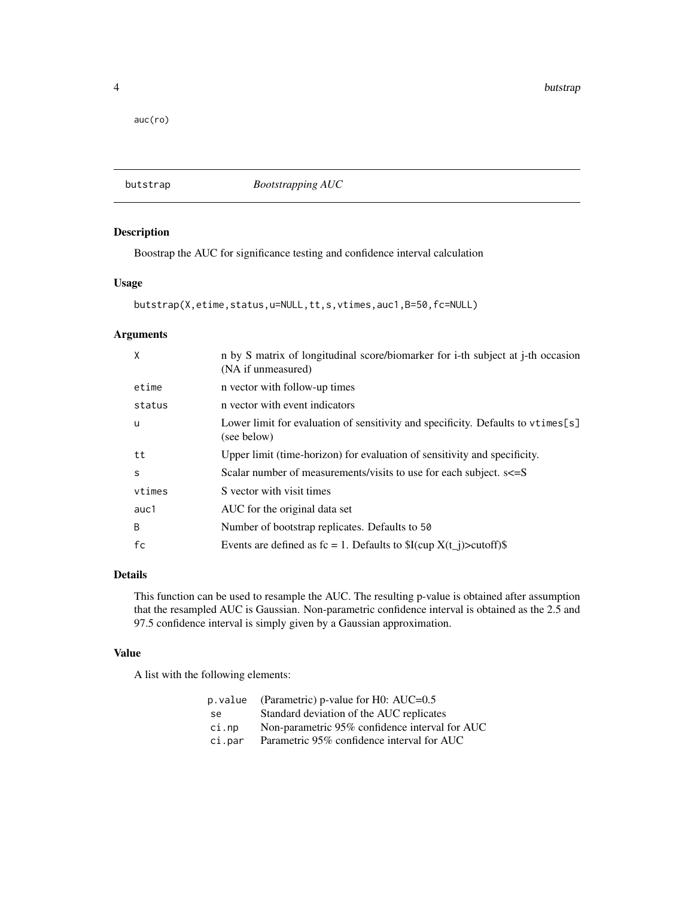```
auc(ro)
```

## butstrap *Bootstrapping AUC*

### Description

Boostrap the AUC for significance testing and confidence interval calculation

### Usage

```
butstrap(X,etime,status,u=NULL,tt,s,vtimes,auc1,B=50,fc=NULL)
```

### Arguments

| | |
|---|---|
| `X` | n by S matrix of longitudinal score/biomarker for i-th subject at j-th occasion (NA if unmeasured) |
| `etime` | n vector with follow-up times |
| `status` | n vector with event indicators |
| `u` | Lower limit for evaluation of sensitivity and specificity. Defaults to `vtimes[s]` (see below) |
| `tt` | Upper limit (time-horizon) for evaluation of sensitivity and specificity. |
| `s` | Scalar number of measurements/visits to use for each subject. s<=S |
| `vtimes` | S vector with visit times |
| `auc1` | AUC for the original data set |
| `B` | Number of bootstrap replicates. Defaults to `50` |
| `fc` | Events are defined as fc = 1. Defaults to $I(cup X(t_j)>cutoff)$ |

### Details

This function can be used to resample the AUC. The resulting p-value is obtained after assumption that the resampled AUC is Gaussian. Non-parametric confidence interval is obtained as the 2.5 and 97.5 confidence interval is simply given by a Gaussian approximation.

### Value

A list with the following elements:

| | |
|---|---|
| `p.value` | (Parametric) p-value for H0: AUC=0.5 |
| `se` | Standard deviation of the AUC replicates |
| `ci.np` | Non-parametric 95% confidence interval for AUC |
| `ci.par` | Parametric 95% confidence interval for AUC |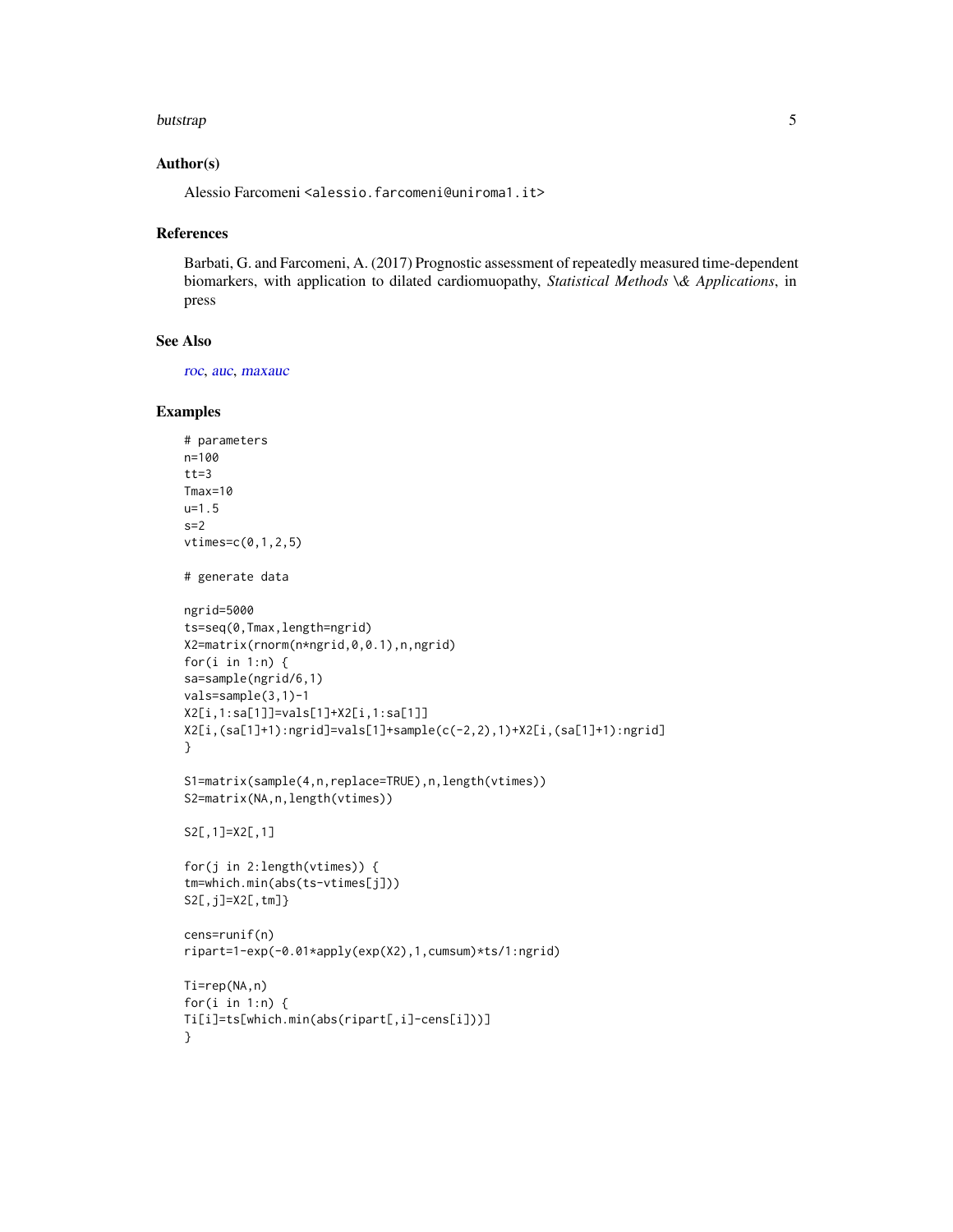## Author(s)

Alessio Farcomeni <alessio.farcomeni@uniroma1.it>

## References

Barbati, G. and Farcomeni, A. (2017) Prognostic assessment of repeatedly measured time-dependent biomarkers, with application to dilated cardiomuopathy, *Statistical Methods \& Applications*, in press

## See Also

roc, auc, maxauc

## Examples

```
# parameters
n=100
tt=3
Tmax=10
u=1.5
s=2
vtimes=c(0,1,2,5)

# generate data

ngrid=5000
ts=seq(0,Tmax,length=ngrid)
X2=matrix(rnorm(n*ngrid,0,0.1),n,ngrid)
for(i in 1:n) {
sa=sample(ngrid/6,1)
vals=sample(3,1)-1
X2[i,1:sa[1]]=vals[1]+X2[i,1:sa[1]]
X2[i,(sa[1]+1):ngrid]=vals[1]+sample(c(-2,2),1)+X2[i,(sa[1]+1):ngrid]
}

S1=matrix(sample(4,n,replace=TRUE),n,length(vtimes))
S2=matrix(NA,n,length(vtimes))

S2[,1]=X2[,1]

for(j in 2:length(vtimes)) {
tm=which.min(abs(ts-vtimes[j]))
S2[,j]=X2[,tm]}

cens=runif(n)
ripart=1-exp(-0.01*apply(exp(X2),1,cumsum)*ts/1:ngrid)

Ti=rep(NA,n)
for(i in 1:n) {
Ti[i]=ts[which.min(abs(ripart[,i]-cens[i]))]
}
```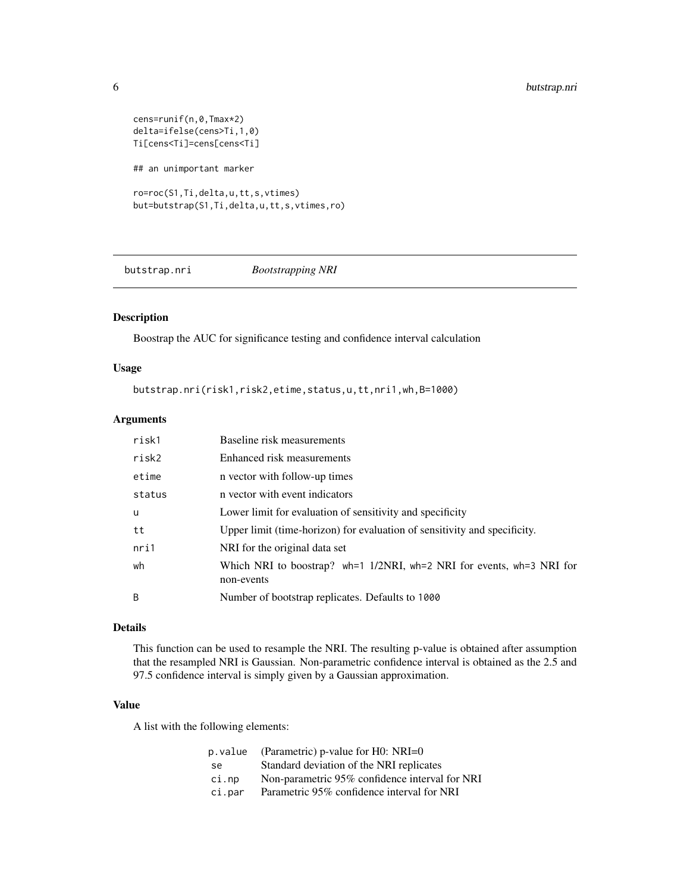```
cens=runif(n,0,Tmax*2)
delta=ifelse(cens>Ti,1,0)
Ti[cens<Ti]=cens[cens<Ti]

## an unimportant marker

ro=roc(S1,Ti,delta,u,tt,s,vtimes)
but=butstrap(S1,Ti,delta,u,tt,s,vtimes,ro)
```

---

## butstrap.nri *Bootstrapping NRI*

---

### Description

Boostrap the AUC for significance testing and confidence interval calculation

### Usage

```
butstrap.nri(risk1,risk2,etime,status,u,tt,nri1,wh,B=1000)
```

### Arguments

| | |
|---|---|
| `risk1` | Baseline risk measurements |
| `risk2` | Enhanced risk measurements |
| `etime` | n vector with follow-up times |
| `status` | n vector with event indicators |
| `u` | Lower limit for evaluation of sensitivity and specificity |
| `tt` | Upper limit (time-horizon) for evaluation of sensitivity and specificity. |
| `nri1` | NRI for the original data set |
| `wh` | Which NRI to boostrap? `wh=1` 1/2NRI, `wh=2` NRI for events, `wh=3` NRI for non-events |
| `B` | Number of bootstrap replicates. Defaults to `1000` |

### Details

This function can be used to resample the NRI. The resulting p-value is obtained after assumption that the resampled NRI is Gaussian. Non-parametric confidence interval is obtained as the 2.5 and 97.5 confidence interval is simply given by a Gaussian approximation.

### Value

A list with the following elements:

| | |
|---|---|
| `p.value` | (Parametric) p-value for H0: NRI=0 |
| `se` | Standard deviation of the NRI replicates |
| `ci.np` | Non-parametric 95% confidence interval for NRI |
| `ci.par` | Parametric 95% confidence interval for NRI |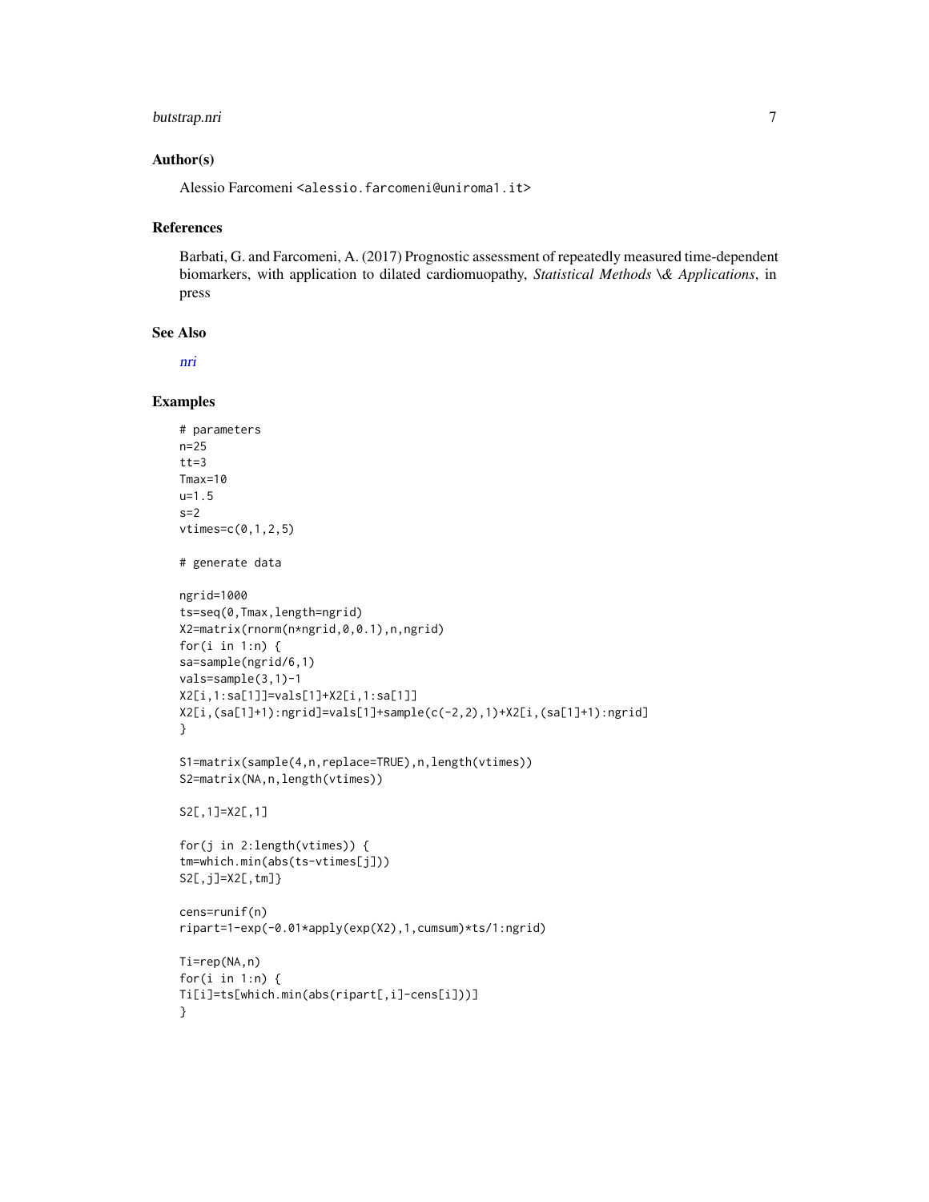### Author(s)

Alessio Farcomeni <alessio.farcomeni@uniroma1.it>

### References

Barbati, G. and Farcomeni, A. (2017) Prognostic assessment of repeatedly measured time-dependent biomarkers, with application to dilated cardiomuopathy, *Statistical Methods \& Applications*, in press

### See Also

nri

### Examples

```
# parameters
n=25
tt=3
Tmax=10
u=1.5
s=2
vtimes=c(0,1,2,5)

# generate data

ngrid=1000
ts=seq(0,Tmax,length=ngrid)
X2=matrix(rnorm(n*ngrid,0,0.1),n,ngrid)
for(i in 1:n) {
sa=sample(ngrid/6,1)
vals=sample(3,1)-1
X2[i,1:sa[1]]=vals[1]+X2[i,1:sa[1]]
X2[i,(sa[1]+1):ngrid]=vals[1]+sample(c(-2,2),1)+X2[i,(sa[1]+1):ngrid]
}

S1=matrix(sample(4,n,replace=TRUE),n,length(vtimes))
S2=matrix(NA,n,length(vtimes))

S2[,1]=X2[,1]

for(j in 2:length(vtimes)) {
tm=which.min(abs(ts-vtimes[j]))
S2[,j]=X2[,tm]}

cens=runif(n)
ripart=1-exp(-0.01*apply(exp(X2),1,cumsum)*ts/1:ngrid)

Ti=rep(NA,n)
for(i in 1:n) {
Ti[i]=ts[which.min(abs(ripart[,i]-cens[i]))]
}
```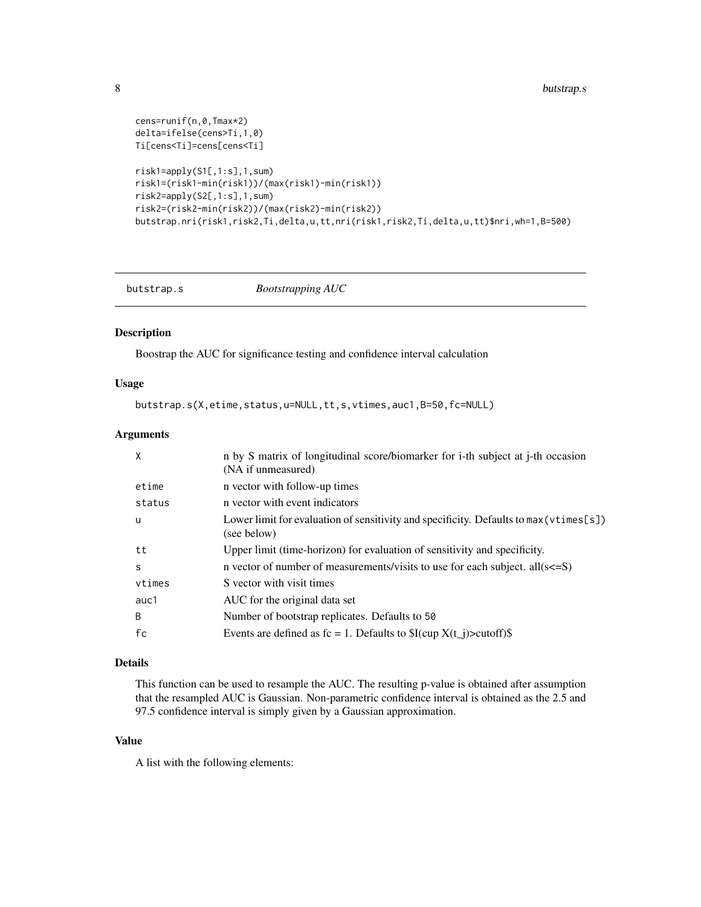```
cens=runif(n,0,Tmax*2)
delta=ifelse(cens>Ti,1,0)
Ti[cens<Ti]=cens[cens<Ti]

risk1=apply(S1[,1:s],1,sum)
risk1=(risk1-min(risk1))/(max(risk1)-min(risk1))
risk2=apply(S2[,1:s],1,sum)
risk2=(risk2-min(risk2))/(max(risk2)-min(risk2))
butstrap.nri(risk1,risk2,Ti,delta,u,tt,nri(risk1,risk2,Ti,delta,u,tt)$nri,wh=1,B=500)
```

---

## butstrap.s — *Bootstrapping AUC*

### Description

Boostrap the AUC for significance testing and confidence interval calculation

### Usage

```
butstrap.s(X,etime,status,u=NULL,tt,s,vtimes,auc1,B=50,fc=NULL)
```

### Arguments

| | |
|---|---|
| X | n by S matrix of longitudinal score/biomarker for i-th subject at j-th occasion (NA if unmeasured) |
| etime | n vector with follow-up times |
| status | n vector with event indicators |
| u | Lower limit for evaluation of sensitivity and specificity. Defaults to `max(vtimes[s])` (see below) |
| tt | Upper limit (time-horizon) for evaluation of sensitivity and specificity. |
| s | n vector of number of measurements/visits to use for each subject. all(s<=S) |
| vtimes | S vector with visit times |
| auc1 | AUC for the original data set |
| B | Number of bootstrap replicates. Defaults to `50` |
| fc | Events are defined as fc = 1. Defaults to $I(cup X(t_j)>cutoff)$ |

### Details

This function can be used to resample the AUC. The resulting p-value is obtained after assumption that the resampled AUC is Gaussian. Non-parametric confidence interval is obtained as the 2.5 and 97.5 confidence interval is simply given by a Gaussian approximation.

### Value

A list with the following elements: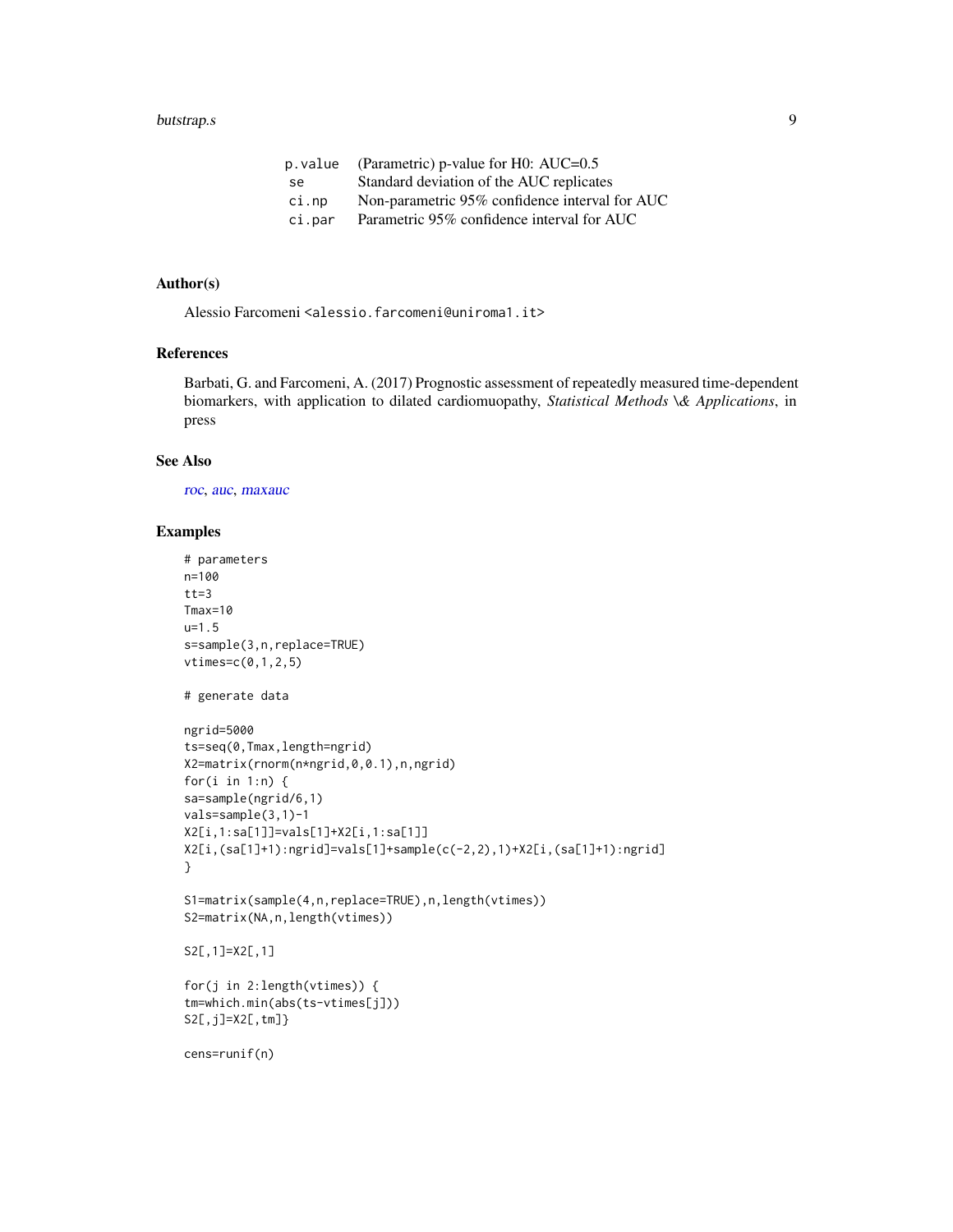| | |
|---|---|
| p.value | (Parametric) p-value for H0: AUC=0.5 |
| se | Standard deviation of the AUC replicates |
| ci.np | Non-parametric 95% confidence interval for AUC |
| ci.par | Parametric 95% confidence interval for AUC |

## Author(s)

Alessio Farcomeni <alessio.farcomeni@uniroma1.it>

## References

Barbati, G. and Farcomeni, A. (2017) Prognostic assessment of repeatedly measured time-dependent biomarkers, with application to dilated cardiomuopathy, *Statistical Methods \& Applications*, in press

## See Also

roc, auc, maxauc

## Examples

```
# parameters
n=100
tt=3
Tmax=10
u=1.5
s=sample(3,n,replace=TRUE)
vtimes=c(0,1,2,5)

# generate data

ngrid=5000
ts=seq(0,Tmax,length=ngrid)
X2=matrix(rnorm(n*ngrid,0,0.1),n,ngrid)
for(i in 1:n) {
sa=sample(ngrid/6,1)
vals=sample(3,1)-1
X2[i,1:sa[1]]=vals[1]+X2[i,1:sa[1]]
X2[i,(sa[1]+1):ngrid]=vals[1]+sample(c(-2,2),1)+X2[i,(sa[1]+1):ngrid]
}

S1=matrix(sample(4,n,replace=TRUE),n,length(vtimes))
S2=matrix(NA,n,length(vtimes))

S2[,1]=X2[,1]

for(j in 2:length(vtimes)) {
tm=which.min(abs(ts-vtimes[j]))
S2[,j]=X2[,tm]}

cens=runif(n)
```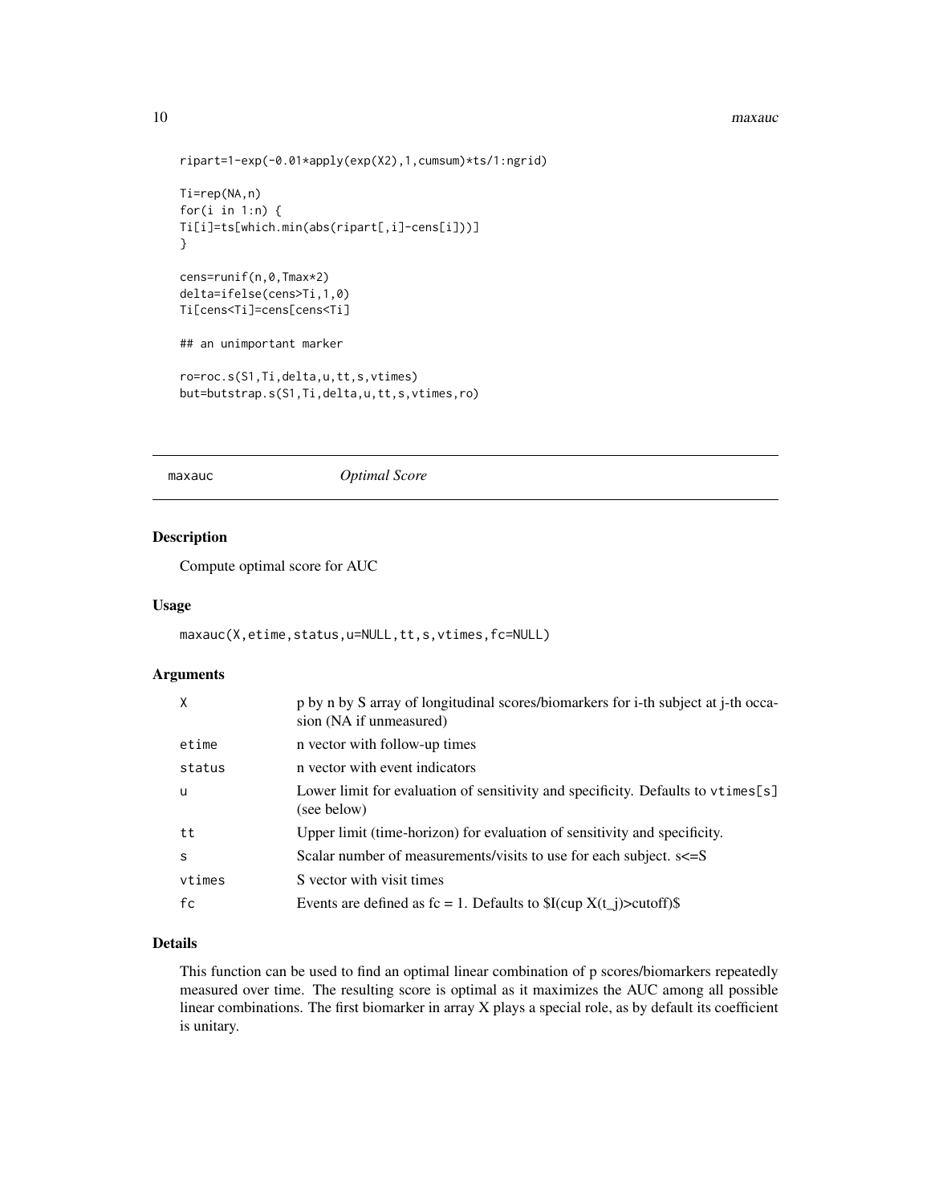```
ripart=1-exp(-0.01*apply(exp(X2),1,cumsum)*ts/1:ngrid)

Ti=rep(NA,n)
for(i in 1:n) {
Ti[i]=ts[which.min(abs(ripart[,i]-cens[i]))]
}

cens=runif(n,0,Tmax*2)
delta=ifelse(cens>Ti,1,0)
Ti[cens<Ti]=cens[cens<Ti]

## an unimportant marker

ro=roc.s(S1,Ti,delta,u,tt,s,vtimes)
but=butstrap.s(S1,Ti,delta,u,tt,s,vtimes,ro)
```

---

## maxauc — *Optimal Score*

---

### Description

Compute optimal score for AUC

### Usage

```
maxauc(X,etime,status,u=NULL,tt,s,vtimes,fc=NULL)
```

### Arguments

| | |
|---|---|
| X | p by n by S array of longitudinal scores/biomarkers for i-th subject at j-th occasion (NA if unmeasured) |
| etime | n vector with follow-up times |
| status | n vector with event indicators |
| u | Lower limit for evaluation of sensitivity and specificity. Defaults to vtimes[s] (see below) |
| tt | Upper limit (time-horizon) for evaluation of sensitivity and specificity. |
| s | Scalar number of measurements/visits to use for each subject. s<=S |
| vtimes | S vector with visit times |
| fc | Events are defined as fc = 1. Defaults to $I(cup X(t_j)>cutoff)$ |

### Details

This function can be used to find an optimal linear combination of p scores/biomarkers repeatedly measured over time. The resulting score is optimal as it maximizes the AUC among all possible linear combinations. The first biomarker in array X plays a special role, as by default its coefficient is unitary.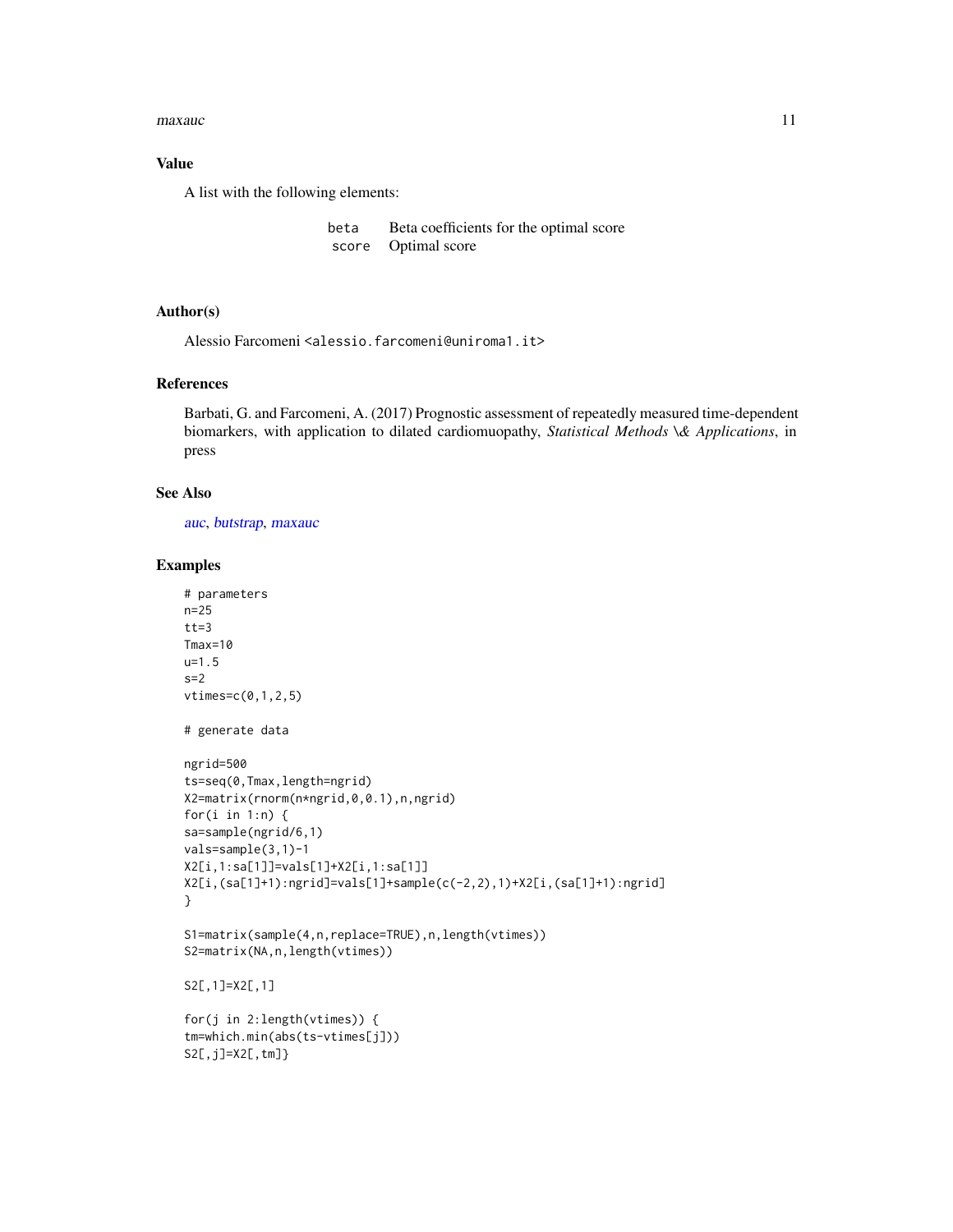## Value

A list with the following elements:

| | |
|---|---|
| beta | Beta coefficients for the optimal score |
| score | Optimal score |

## Author(s)

Alessio Farcomeni <alessio.farcomeni@uniroma1.it>

## References

Barbati, G. and Farcomeni, A. (2017) Prognostic assessment of repeatedly measured time-dependent biomarkers, with application to dilated cardiomuopathy, *Statistical Methods \& Applications*, in press

## See Also

auc, butstrap, maxauc

## Examples

```
# parameters
n=25
tt=3
Tmax=10
u=1.5
s=2
vtimes=c(0,1,2,5)

# generate data

ngrid=500
ts=seq(0,Tmax,length=ngrid)
X2=matrix(rnorm(n*ngrid,0,0.1),n,ngrid)
for(i in 1:n) {
sa=sample(ngrid/6,1)
vals=sample(3,1)-1
X2[i,1:sa[1]]=vals[1]+X2[i,1:sa[1]]
X2[i,(sa[1]+1):ngrid]=vals[1]+sample(c(-2,2),1)+X2[i,(sa[1]+1):ngrid]
}

S1=matrix(sample(4,n,replace=TRUE),n,length(vtimes))
S2=matrix(NA,n,length(vtimes))

S2[,1]=X2[,1]

for(j in 2:length(vtimes)) {
tm=which.min(abs(ts-vtimes[j]))
S2[,j]=X2[,tm]}
```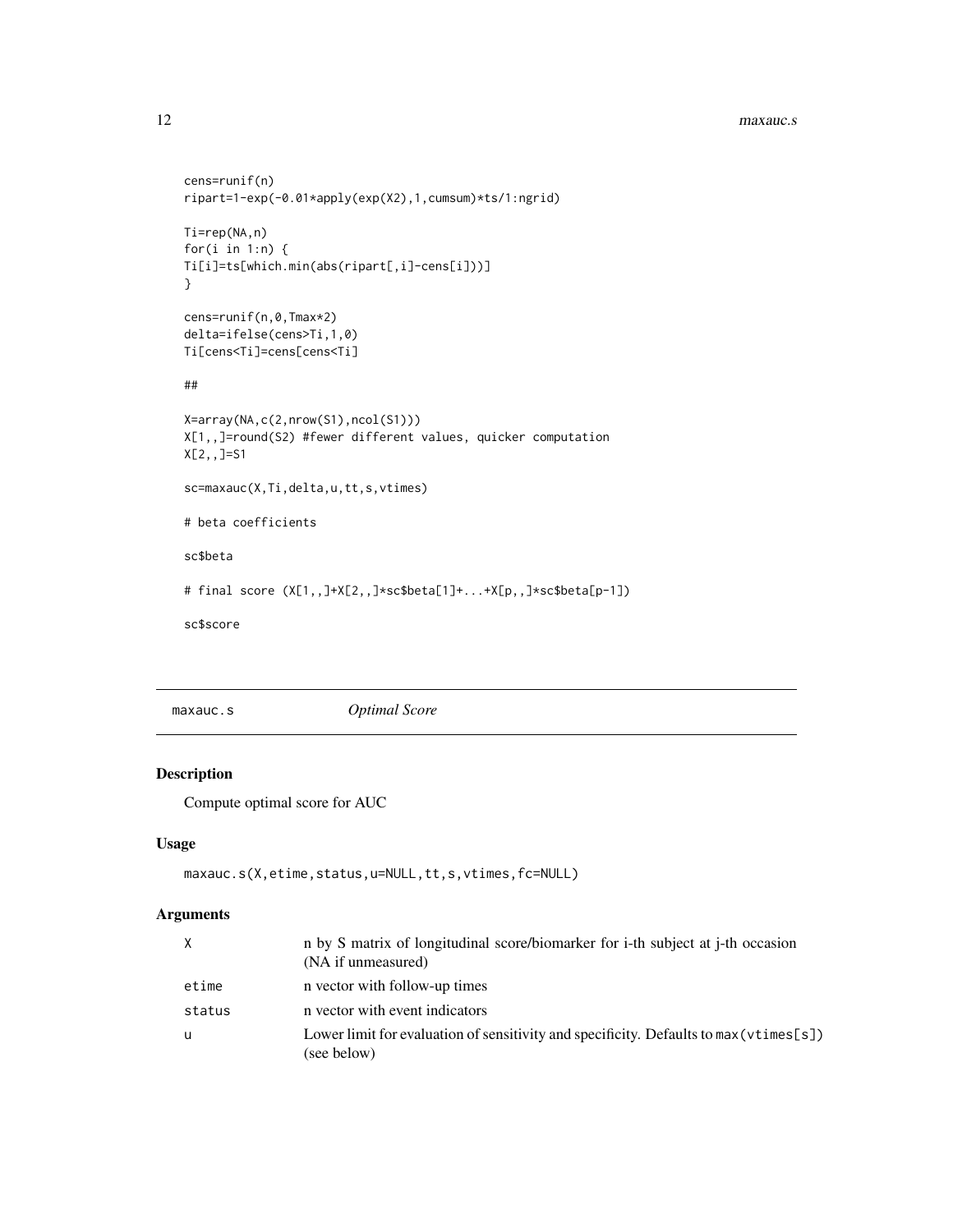```
cens=runif(n)
ripart=1-exp(-0.01*apply(exp(X2),1,cumsum)*ts/1:ngrid)

Ti=rep(NA,n)
for(i in 1:n) {
Ti[i]=ts[which.min(abs(ripart[,i]-cens[i]))]
}

cens=runif(n,0,Tmax*2)
delta=ifelse(cens>Ti,1,0)
Ti[cens<Ti]=cens[cens<Ti]

##

X=array(NA,c(2,nrow(S1),ncol(S1)))
X[1,,]=round(S2) #fewer different values, quicker computation
X[2,,]=S1

sc=maxauc(X,Ti,delta,u,tt,s,vtimes)

# beta coefficients

sc$beta

# final score (X[1,,]+X[2,,]*sc$beta[1]+...+X[p,,]*sc$beta[p-1])

sc$score
```

## maxauc.s — *Optimal Score*

### Description

Compute optimal score for AUC

### Usage

```
maxauc.s(X,etime,status,u=NULL,tt,s,vtimes,fc=NULL)
```

### Arguments

| | |
|---|---|
| X | n by S matrix of longitudinal score/biomarker for i-th subject at j-th occasion (NA if unmeasured) |
| etime | n vector with follow-up times |
| status | n vector with event indicators |
| u | Lower limit for evaluation of sensitivity and specificity. Defaults to `max(vtimes[s])` (see below) |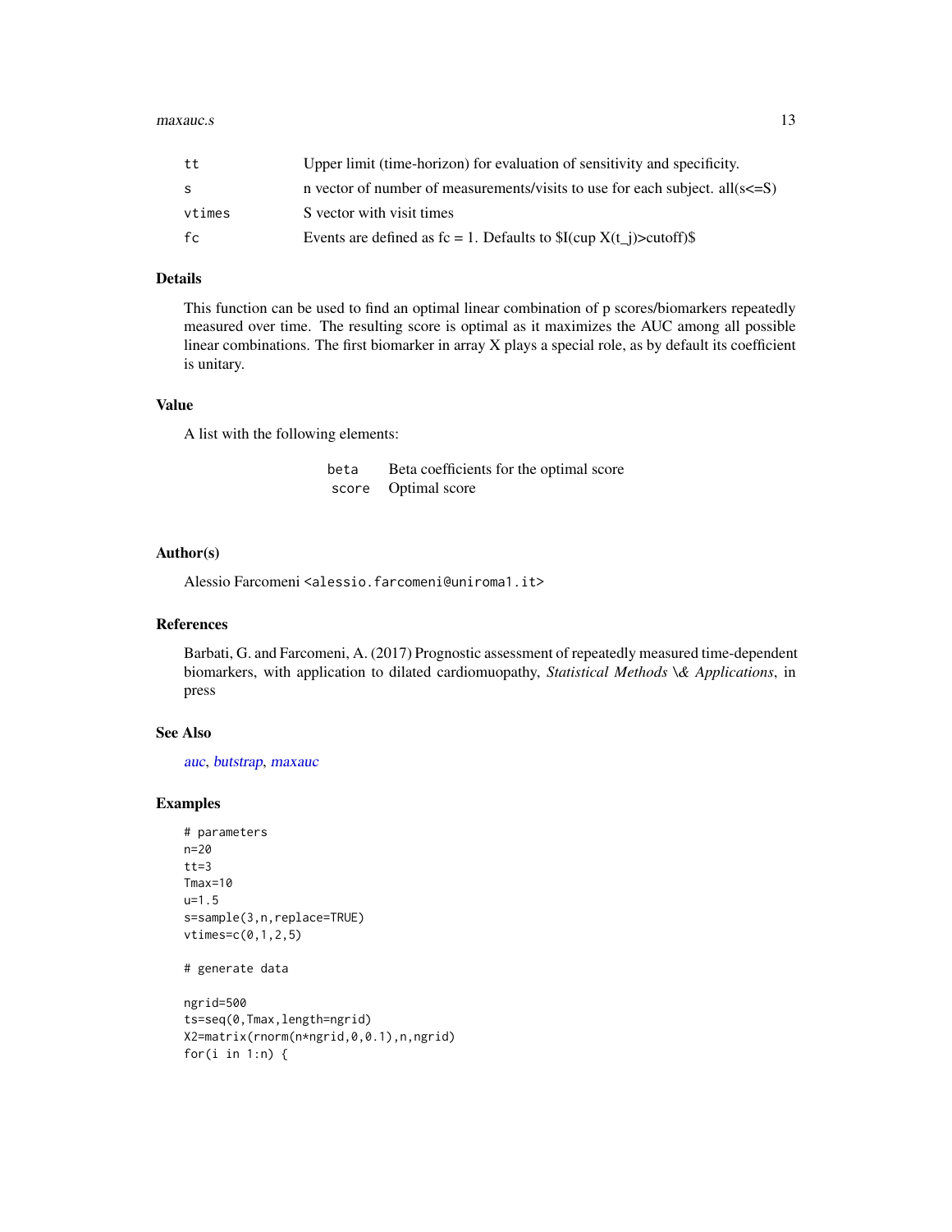| | |
|---|---|
| tt | Upper limit (time-horizon) for evaluation of sensitivity and specificity. |
| s | n vector of number of measurements/visits to use for each subject. all(s<=S) |
| vtimes | S vector with visit times |
| fc | Events are defined as fc = 1. Defaults to $I(cup X(t_j)>cutoff)$ |

## Details

This function can be used to find an optimal linear combination of p scores/biomarkers repeatedly measured over time. The resulting score is optimal as it maximizes the AUC among all possible linear combinations. The first biomarker in array X plays a special role, as by default its coefficient is unitary.

## Value

A list with the following elements:

| | |
|---|---|
| beta | Beta coefficients for the optimal score |
| score | Optimal score |

## Author(s)

Alessio Farcomeni <alessio.farcomeni@uniroma1.it>

## References

Barbati, G. and Farcomeni, A. (2017) Prognostic assessment of repeatedly measured time-dependent biomarkers, with application to dilated cardiomuopathy, *Statistical Methods \& Applications*, in press

## See Also

auc, butstrap, maxauc

## Examples

```
# parameters
n=20
tt=3
Tmax=10
u=1.5
s=sample(3,n,replace=TRUE)
vtimes=c(0,1,2,5)

# generate data

ngrid=500
ts=seq(0,Tmax,length=ngrid)
X2=matrix(rnorm(n*ngrid,0,0.1),n,ngrid)
for(i in 1:n) {
```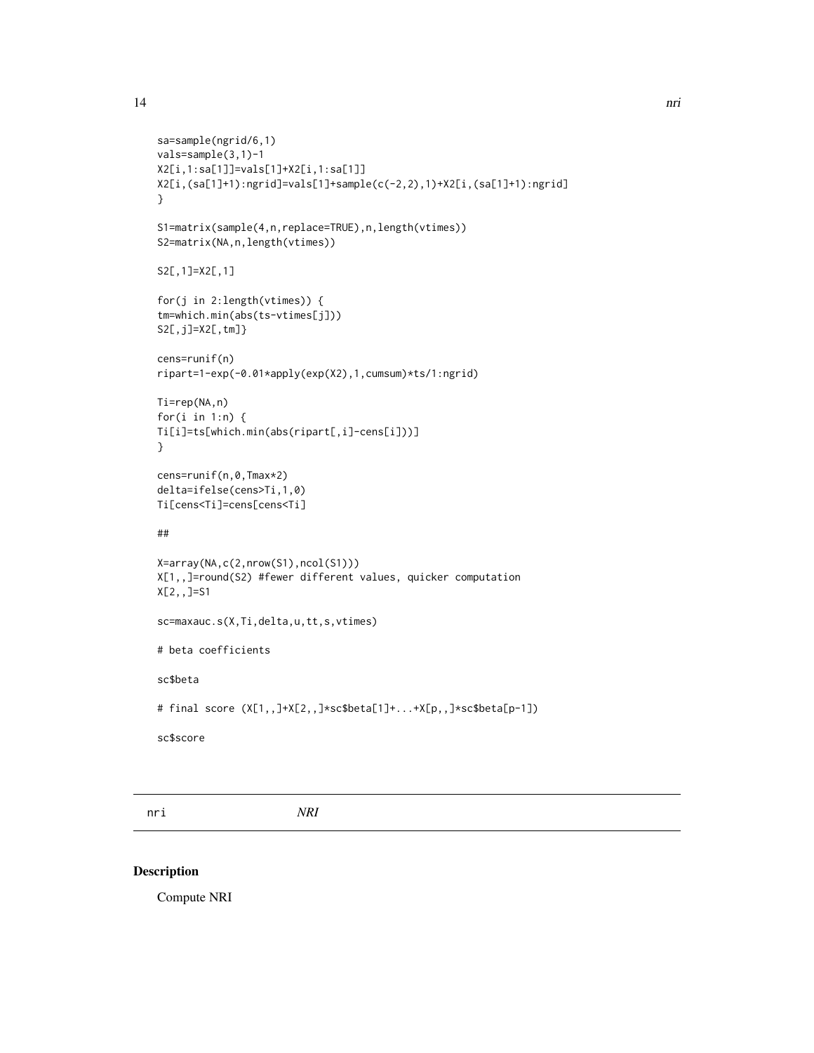```
sa=sample(ngrid/6,1)
vals=sample(3,1)-1
X2[i,1:sa[1]]=vals[1]+X2[i,1:sa[1]]
X2[i,(sa[1]+1):ngrid]=vals[1]+sample(c(-2,2),1)+X2[i,(sa[1]+1):ngrid]
}

S1=matrix(sample(4,n,replace=TRUE),n,length(vtimes))
S2=matrix(NA,n,length(vtimes))

S2[,1]=X2[,1]

for(j in 2:length(vtimes)) {
tm=which.min(abs(ts-vtimes[j]))
S2[,j]=X2[,tm]}

cens=runif(n)
ripart=1-exp(-0.01*apply(exp(X2),1,cumsum)*ts/1:ngrid)

Ti=rep(NA,n)
for(i in 1:n) {
Ti[i]=ts[which.min(abs(ripart[,i]-cens[i]))]
}

cens=runif(n,0,Tmax*2)
delta=ifelse(cens>Ti,1,0)
Ti[cens<Ti]=cens[cens<Ti]

##

X=array(NA,c(2,nrow(S1),ncol(S1)))
X[1,,]=round(S2) #fewer different values, quicker computation
X[2,,]=S1

sc=maxauc.s(X,Ti,delta,u,tt,s,vtimes)

# beta coefficients

sc$beta

# final score (X[1,,]+X[2,,]*sc$beta[1]+...+X[p,,]*sc$beta[p-1])

sc$score
```

---

nri *NRI*

---

## Description

Compute NRI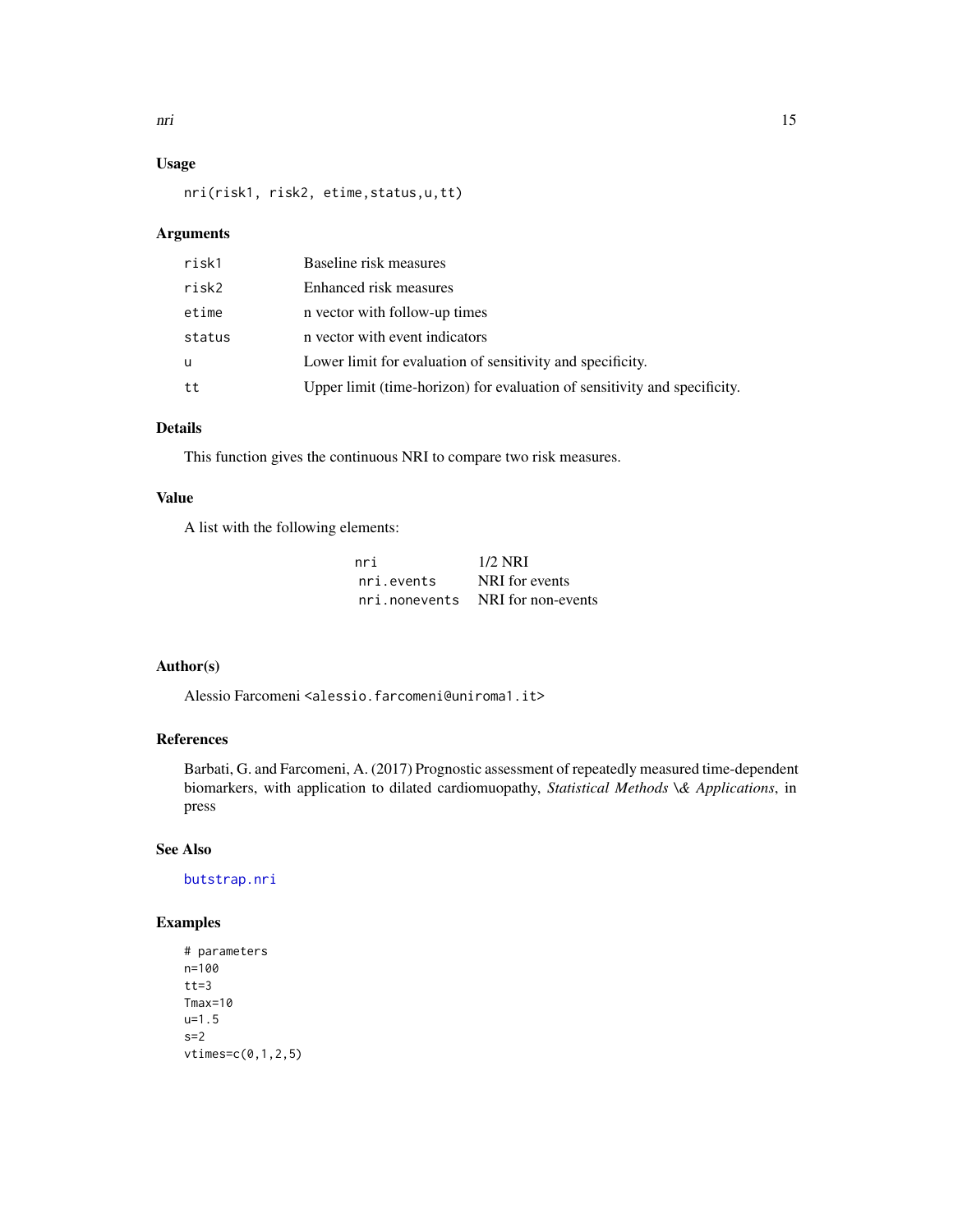### Usage

```
nri(risk1, risk2, etime,status,u,tt)
```

### Arguments

| | |
|---|---|
| risk1 | Baseline risk measures |
| risk2 | Enhanced risk measures |
| etime | n vector with follow-up times |
| status | n vector with event indicators |
| u | Lower limit for evaluation of sensitivity and specificity. |
| tt | Upper limit (time-horizon) for evaluation of sensitivity and specificity. |

### Details

This function gives the continuous NRI to compare two risk measures.

### Value

A list with the following elements:

| | |
|---|---|
| nri | 1/2 NRI |
| nri.events | NRI for events |
| nri.nonevents | NRI for non-events |

### Author(s)

Alessio Farcomeni <alessio.farcomeni@uniroma1.it>

### References

Barbati, G. and Farcomeni, A. (2017) Prognostic assessment of repeatedly measured time-dependent biomarkers, with application to dilated cardiomuopathy, *Statistical Methods \& Applications*, in press

### See Also

butstrap.nri

### Examples

```
# parameters
n=100
tt=3
Tmax=10
u=1.5
s=2
vtimes=c(0,1,2,5)
```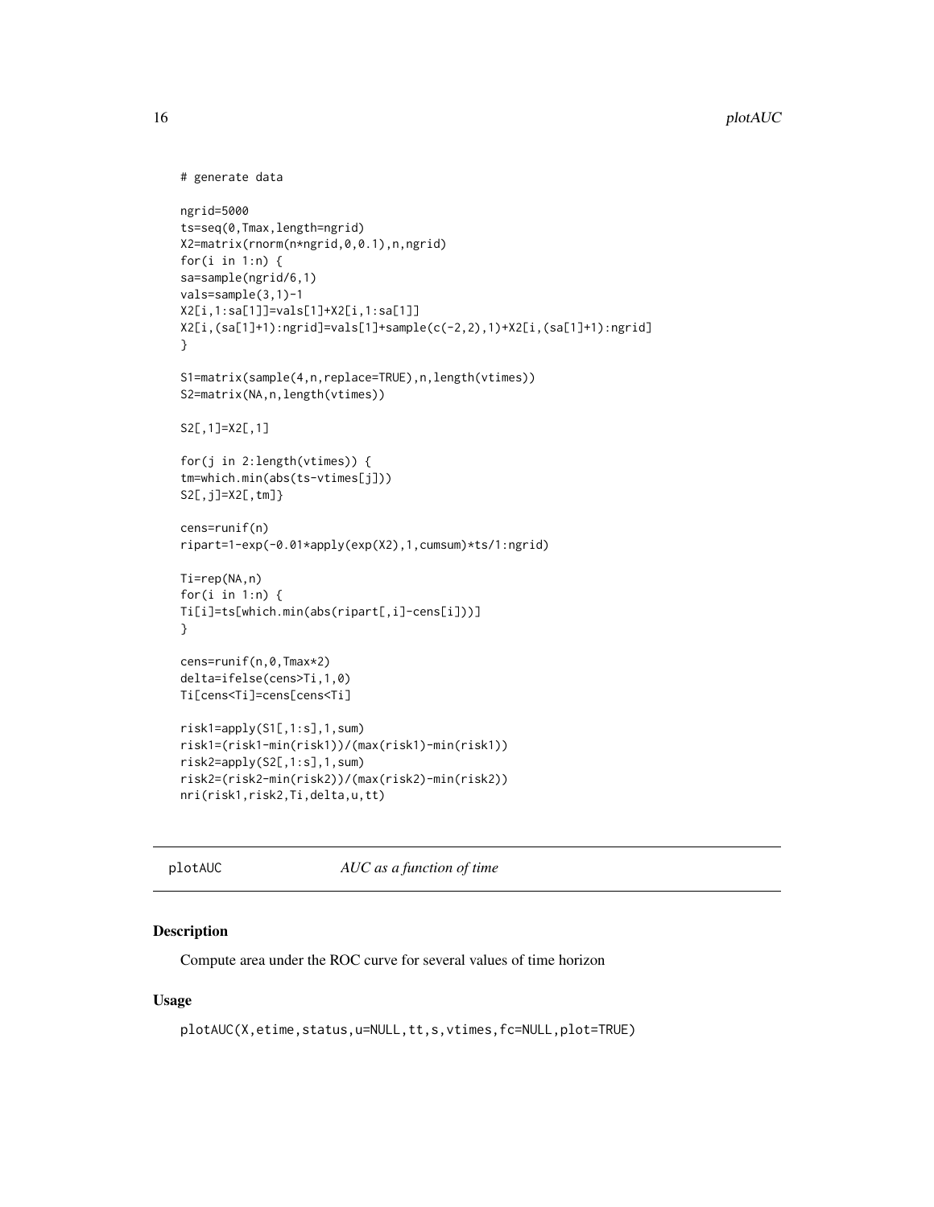```
# generate data

ngrid=5000
ts=seq(0,Tmax,length=ngrid)
X2=matrix(rnorm(n*ngrid,0,0.1),n,ngrid)
for(i in 1:n) {
sa=sample(ngrid/6,1)
vals=sample(3,1)-1
X2[i,1:sa[1]]=vals[1]+X2[i,1:sa[1]]
X2[i,(sa[1]+1):ngrid]=vals[1]+sample(c(-2,2),1)+X2[i,(sa[1]+1):ngrid]
}

S1=matrix(sample(4,n,replace=TRUE),n,length(vtimes))
S2=matrix(NA,n,length(vtimes))

S2[,1]=X2[,1]

for(j in 2:length(vtimes)) {
tm=which.min(abs(ts-vtimes[j]))
S2[,j]=X2[,tm]}

cens=runif(n)
ripart=1-exp(-0.01*apply(exp(X2),1,cumsum)*ts/1:ngrid)

Ti=rep(NA,n)
for(i in 1:n) {
Ti[i]=ts[which.min(abs(ripart[,i]-cens[i]))]
}

cens=runif(n,0,Tmax*2)
delta=ifelse(cens>Ti,1,0)
Ti[cens<Ti]=cens[cens<Ti]

risk1=apply(S1[,1:s],1,sum)
risk1=(risk1-min(risk1))/(max(risk1)-min(risk1))
risk2=apply(S2[,1:s],1,sum)
risk2=(risk2-min(risk2))/(max(risk2)-min(risk2))
nri(risk1,risk2,Ti,delta,u,tt)
```

## plotAUC *AUC as a function of time*

### Description

Compute area under the ROC curve for several values of time horizon

### Usage

```
plotAUC(X,etime,status,u=NULL,tt,s,vtimes,fc=NULL,plot=TRUE)
```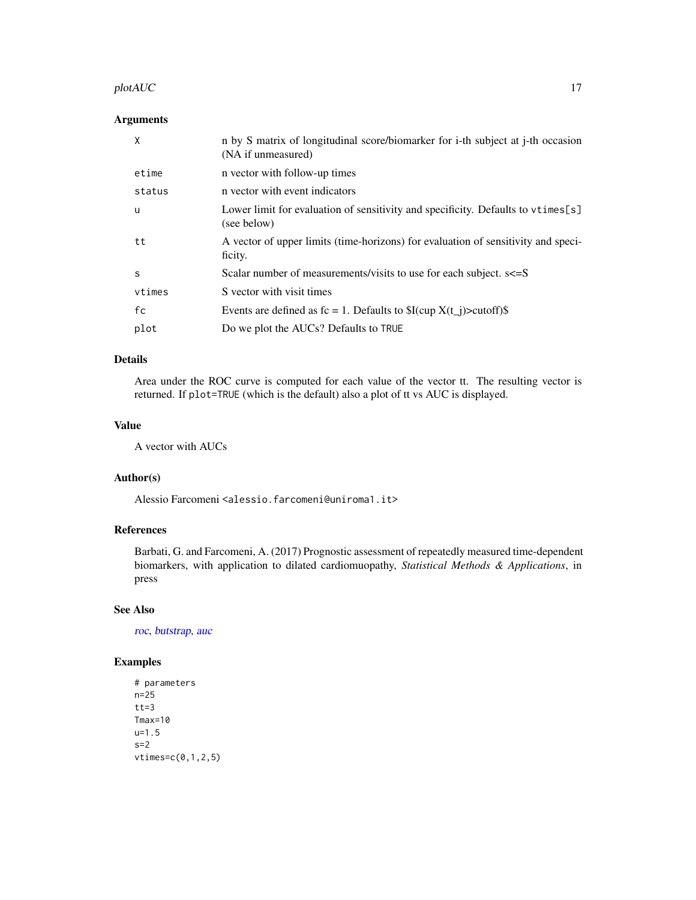## Arguments

| | |
|---|---|
| X | n by S matrix of longitudinal score/biomarker for i-th subject at j-th occasion (NA if unmeasured) |
| etime | n vector with follow-up times |
| status | n vector with event indicators |
| u | Lower limit for evaluation of sensitivity and specificity. Defaults to vtimes[s] (see below) |
| tt | A vector of upper limits (time-horizons) for evaluation of sensitivity and specificity. |
| s | Scalar number of measurements/visits to use for each subject. s<=S |
| vtimes | S vector with visit times |
| fc | Events are defined as fc = 1. Defaults to $I(cup X(t_j)>cutoff)$ |
| plot | Do we plot the AUCs? Defaults to TRUE |

## Details

Area under the ROC curve is computed for each value of the vector tt. The resulting vector is returned. If plot=TRUE (which is the default) also a plot of tt vs AUC is displayed.

## Value

A vector with AUCs

## Author(s)

Alessio Farcomeni <alessio.farcomeni@uniroma1.it>

## References

Barbati, G. and Farcomeni, A. (2017) Prognostic assessment of repeatedly measured time-dependent biomarkers, with application to dilated cardiomuopathy, *Statistical Methods & Applications*, in press

## See Also

roc, butstrap, auc

## Examples

```
# parameters
n=25
tt=3
Tmax=10
u=1.5
s=2
vtimes=c(0,1,2,5)
```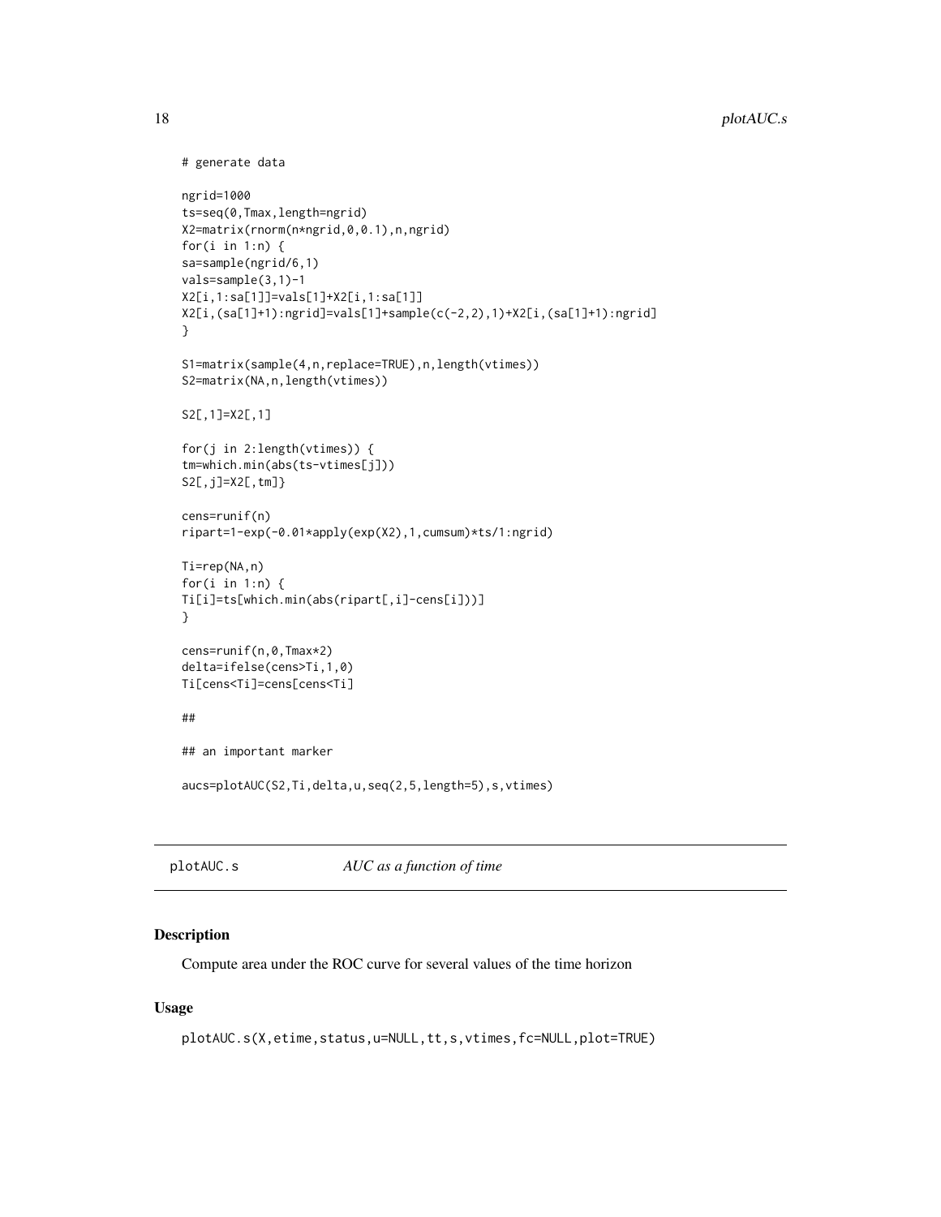```
# generate data

ngrid=1000
ts=seq(0,Tmax,length=ngrid)
X2=matrix(rnorm(n*ngrid,0,0.1),n,ngrid)
for(i in 1:n) {
sa=sample(ngrid/6,1)
vals=sample(3,1)-1
X2[i,1:sa[1]]=vals[1]+X2[i,1:sa[1]]
X2[i,(sa[1]+1):ngrid]=vals[1]+sample(c(-2,2),1)+X2[i,(sa[1]+1):ngrid]
}

S1=matrix(sample(4,n,replace=TRUE),n,length(vtimes))
S2=matrix(NA,n,length(vtimes))

S2[,1]=X2[,1]

for(j in 2:length(vtimes)) {
tm=which.min(abs(ts-vtimes[j]))
S2[,j]=X2[,tm]}

cens=runif(n)
ripart=1-exp(-0.01*apply(exp(X2),1,cumsum)*ts/1:ngrid)

Ti=rep(NA,n)
for(i in 1:n) {
Ti[i]=ts[which.min(abs(ripart[,i]-cens[i]))]
}

cens=runif(n,0,Tmax*2)
delta=ifelse(cens>Ti,1,0)
Ti[cens<Ti]=cens[cens<Ti]

##

## an important marker

aucs=plotAUC(S2,Ti,delta,u,seq(2,5,length=5),s,vtimes)
```

---

`plotAUC.s` *AUC as a function of time*

---

### Description

Compute area under the ROC curve for several values of the time horizon

### Usage

```
plotAUC.s(X,etime,status,u=NULL,tt,s,vtimes,fc=NULL,plot=TRUE)
```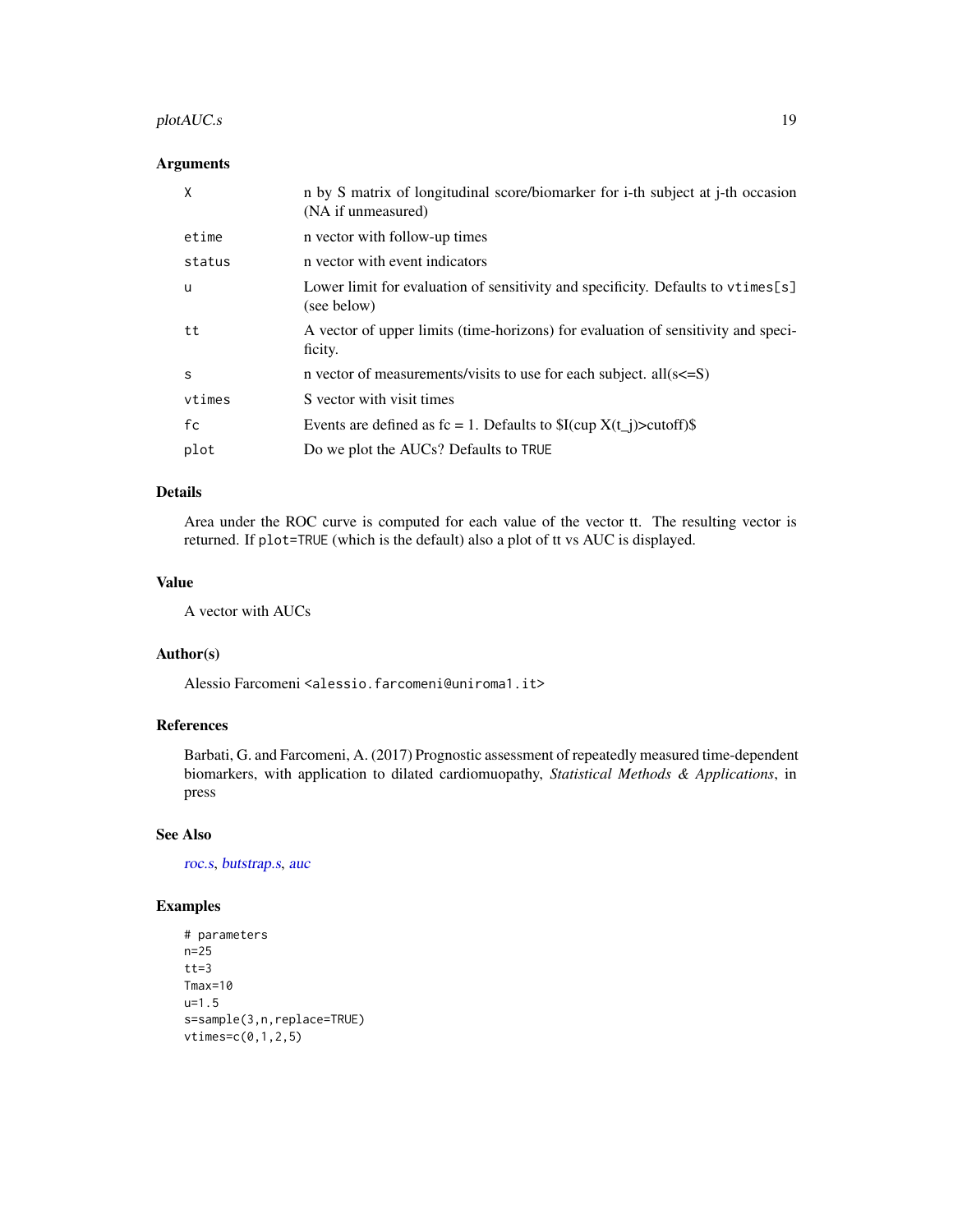## Arguments

| | |
|---|---|
| X | n by S matrix of longitudinal score/biomarker for i-th subject at j-th occasion (NA if unmeasured) |
| etime | n vector with follow-up times |
| status | n vector with event indicators |
| u | Lower limit for evaluation of sensitivity and specificity. Defaults to `vtimes[s]` (see below) |
| tt | A vector of upper limits (time-horizons) for evaluation of sensitivity and specificity. |
| s | n vector of measurements/visits to use for each subject. all(s<=S) |
| vtimes | S vector with visit times |
| fc | Events are defined as fc = 1. Defaults to $I(cup X(t_j)>cutoff)$ |
| plot | Do we plot the AUCs? Defaults to `TRUE` |

## Details

Area under the ROC curve is computed for each value of the vector tt. The resulting vector is returned. If `plot=TRUE` (which is the default) also a plot of tt vs AUC is displayed.

## Value

A vector with AUCs

## Author(s)

Alessio Farcomeni <alessio.farcomeni@uniroma1.it>

## References

Barbati, G. and Farcomeni, A. (2017) Prognostic assessment of repeatedly measured time-dependent biomarkers, with application to dilated cardiomuopathy, *Statistical Methods & Applications*, in press

## See Also

roc.s, butstrap.s, auc

## Examples

```
# parameters
n=25
tt=3
Tmax=10
u=1.5
s=sample(3,n,replace=TRUE)
vtimes=c(0,1,2,5)
```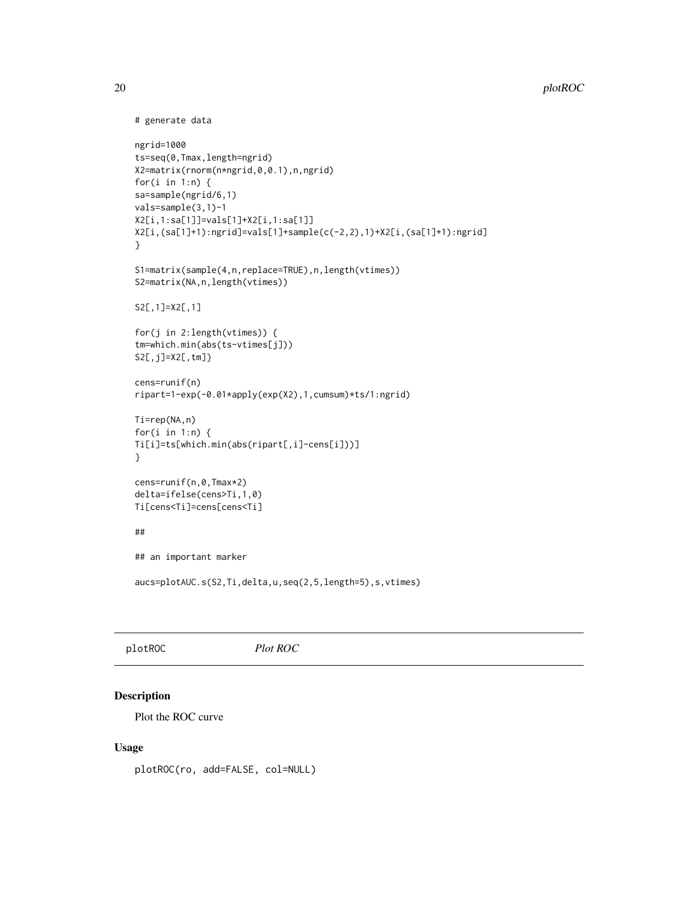```
# generate data

ngrid=1000
ts=seq(0,Tmax,length=ngrid)
X2=matrix(rnorm(n*ngrid,0,0.1),n,ngrid)
for(i in 1:n) {
sa=sample(ngrid/6,1)
vals=sample(3,1)-1
X2[i,1:sa[1]]=vals[1]+X2[i,1:sa[1]]
X2[i,(sa[1]+1):ngrid]=vals[1]+sample(c(-2,2),1)+X2[i,(sa[1]+1):ngrid]
}

S1=matrix(sample(4,n,replace=TRUE),n,length(vtimes))
S2=matrix(NA,n,length(vtimes))

S2[,1]=X2[,1]

for(j in 2:length(vtimes)) {
tm=which.min(abs(ts-vtimes[j]))
S2[,j]=X2[,tm]}

cens=runif(n)
ripart=1-exp(-0.01*apply(exp(X2),1,cumsum)*ts/1:ngrid)

Ti=rep(NA,n)
for(i in 1:n) {
Ti[i]=ts[which.min(abs(ripart[,i]-cens[i]))]
}

cens=runif(n,0,Tmax*2)
delta=ifelse(cens>Ti,1,0)
Ti[cens<Ti]=cens[cens<Ti]

##

## an important marker

aucs=plotAUC.s(S2,Ti,delta,u,seq(2,5,length=5),s,vtimes)
```

---

`plotROC` *Plot ROC*

---

## Description

Plot the ROC curve

## Usage

```
plotROC(ro, add=FALSE, col=NULL)
```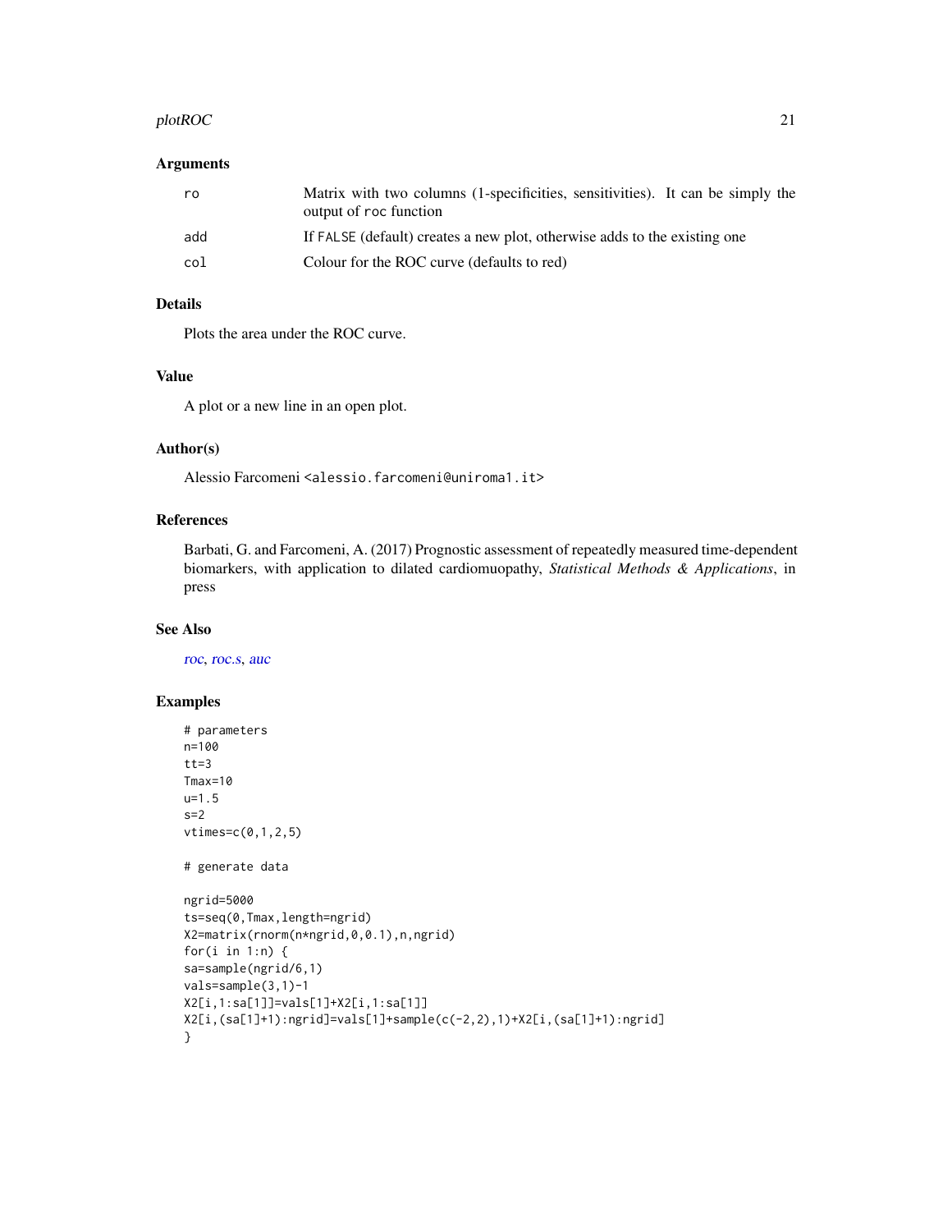## Arguments

| | |
|---|---|
| ro | Matrix with two columns (1-specificities, sensitivities). It can be simply the output of roc function |
| add | If FALSE (default) creates a new plot, otherwise adds to the existing one |
| col | Colour for the ROC curve (defaults to red) |

## Details

Plots the area under the ROC curve.

## Value

A plot or a new line in an open plot.

## Author(s)

Alessio Farcomeni <alessio.farcomeni@uniroma1.it>

## References

Barbati, G. and Farcomeni, A. (2017) Prognostic assessment of repeatedly measured time-dependent biomarkers, with application to dilated cardiomuopathy, *Statistical Methods & Applications*, in press

## See Also

roc, roc.s, auc

## Examples

```
# parameters
n=100
tt=3
Tmax=10
u=1.5
s=2
vtimes=c(0,1,2,5)

# generate data

ngrid=5000
ts=seq(0,Tmax,length=ngrid)
X2=matrix(rnorm(n*ngrid,0,0.1),n,ngrid)
for(i in 1:n) {
sa=sample(ngrid/6,1)
vals=sample(3,1)-1
X2[i,1:sa[1]]=vals[1]+X2[i,1:sa[1]]
X2[i,(sa[1]+1):ngrid]=vals[1]+sample(c(-2,2),1)+X2[i,(sa[1]+1):ngrid]
}
```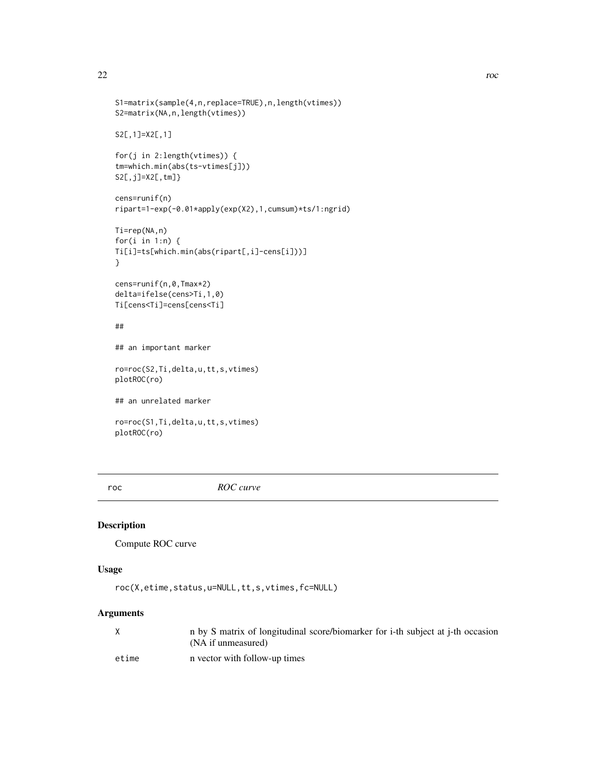```
S1=matrix(sample(4,n,replace=TRUE),n,length(vtimes))
S2=matrix(NA,n,length(vtimes))

S2[,1]=X2[,1]

for(j in 2:length(vtimes)) {
tm=which.min(abs(ts-vtimes[j]))
S2[,j]=X2[,tm]}

cens=runif(n)
ripart=1-exp(-0.01*apply(exp(X2),1,cumsum)*ts/1:ngrid)

Ti=rep(NA,n)
for(i in 1:n) {
Ti[i]=ts[which.min(abs(ripart[,i]-cens[i]))]
}

cens=runif(n,0,Tmax*2)
delta=ifelse(cens>Ti,1,0)
Ti[cens<Ti]=cens[cens<Ti]

##

## an important marker

ro=roc(S2,Ti,delta,u,tt,s,vtimes)
plotROC(ro)

## an unrelated marker

ro=roc(S1,Ti,delta,u,tt,s,vtimes)
plotROC(ro)
```

---

## roc — *ROC curve*

### Description

Compute ROC curve

### Usage

```
roc(X,etime,status,u=NULL,tt,s,vtimes,fc=NULL)
```

### Arguments

| | |
|---|---|
| X | n by S matrix of longitudinal score/biomarker for i-th subject at j-th occasion (NA if unmeasured) |
| etime | n vector with follow-up times |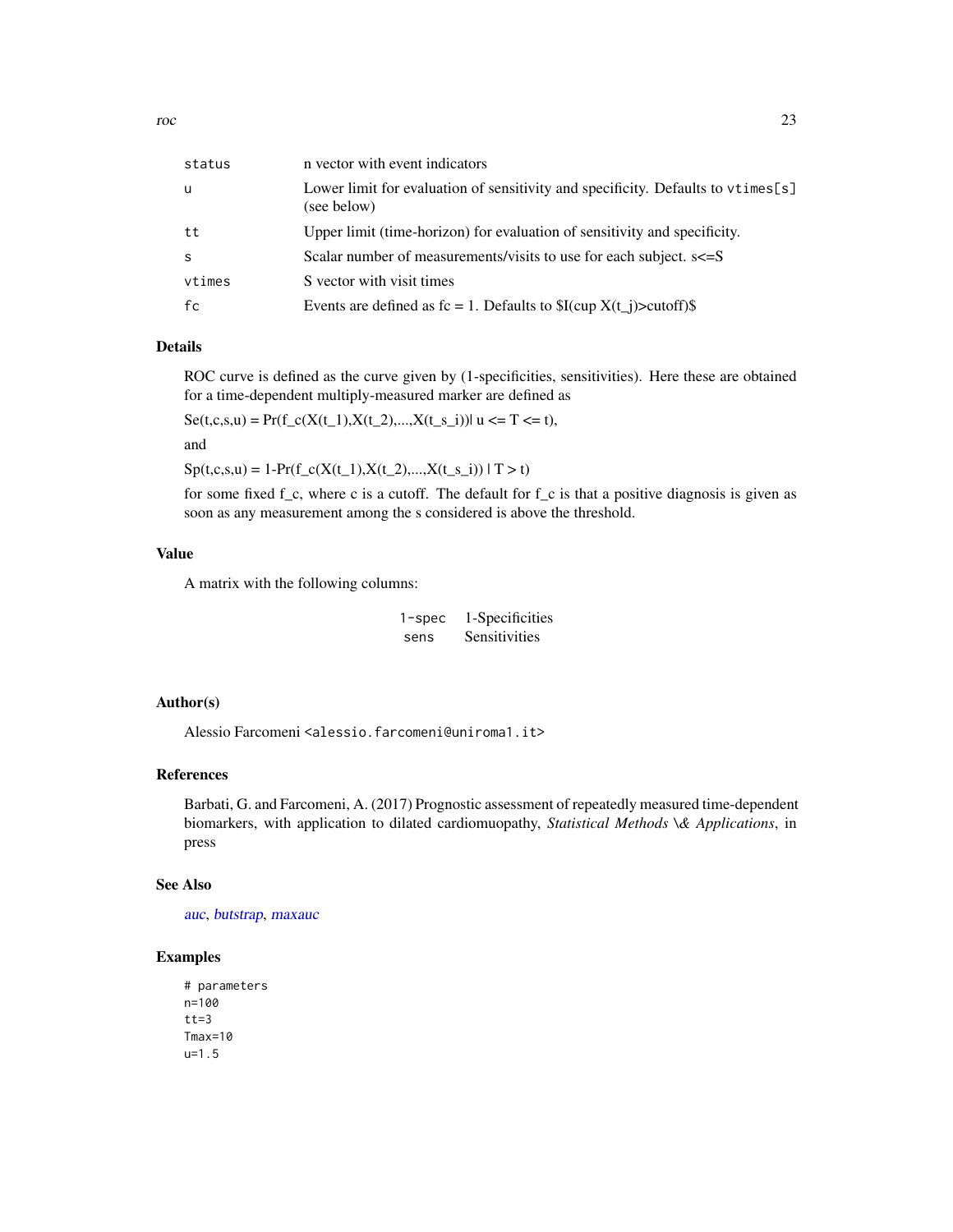| | |
|---|---|
| status | n vector with event indicators |
| u | Lower limit for evaluation of sensitivity and specificity. Defaults to vtimes[s] (see below) |
| tt | Upper limit (time-horizon) for evaluation of sensitivity and specificity. |
| s | Scalar number of measurements/visits to use for each subject. s<=S |
| vtimes | S vector with visit times |
| fc | Events are defined as fc = 1. Defaults to $I(cup X(t_j)>cutoff)$ |

### Details

ROC curve is defined as the curve given by (1-specificities, sensitivities). Here these are obtained for a time-dependent multiply-measured marker are defined as

Se(t,c,s,u) = Pr(f_c(X(t_1),X(t_2),...,X(t_s_i))| u <= T <= t),

and

Sp(t,c,s,u) = 1-Pr(f_c(X(t_1),X(t_2),...,X(t_s_i)) | T > t)

for some fixed f_c, where c is a cutoff. The default for f_c is that a positive diagnosis is given as soon as any measurement among the s considered is above the threshold.

### Value

A matrix with the following columns:

| | |
|---|---|
| 1-spec | 1-Specificities |
| sens | Sensitivities |

### Author(s)

Alessio Farcomeni <alessio.farcomeni@uniroma1.it>

### References

Barbati, G. and Farcomeni, A. (2017) Prognostic assessment of repeatedly measured time-dependent biomarkers, with application to dilated cardiomuopathy, *Statistical Methods \& Applications*, in press

### See Also

auc, butstrap, maxauc

### Examples

```
# parameters
n=100
tt=3
Tmax=10
u=1.5
```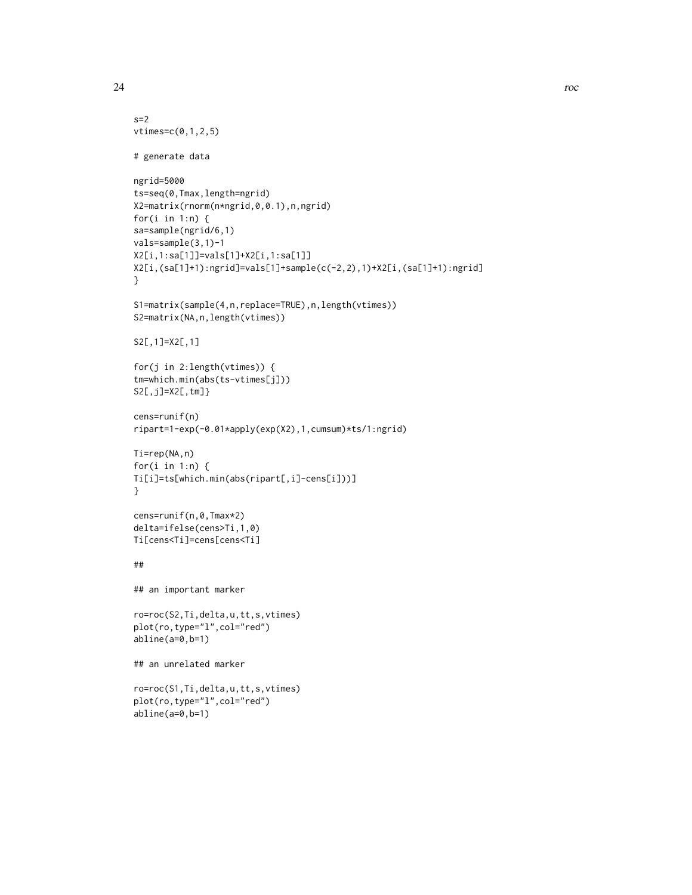```
s=2
vtimes=c(0,1,2,5)

# generate data

ngrid=5000
ts=seq(0,Tmax,length=ngrid)
X2=matrix(rnorm(n*ngrid,0,0.1),n,ngrid)
for(i in 1:n) {
sa=sample(ngrid/6,1)
vals=sample(3,1)-1
X2[i,1:sa[1]]=vals[1]+X2[i,1:sa[1]]
X2[i,(sa[1]+1):ngrid]=vals[1]+sample(c(-2,2),1)+X2[i,(sa[1]+1):ngrid]
}

S1=matrix(sample(4,n,replace=TRUE),n,length(vtimes))
S2=matrix(NA,n,length(vtimes))

S2[,1]=X2[,1]

for(j in 2:length(vtimes)) {
tm=which.min(abs(ts-vtimes[j]))
S2[,j]=X2[,tm]}

cens=runif(n)
ripart=1-exp(-0.01*apply(exp(X2),1,cumsum)*ts/1:ngrid)

Ti=rep(NA,n)
for(i in 1:n) {
Ti[i]=ts[which.min(abs(ripart[,i]-cens[i]))]
}

cens=runif(n,0,Tmax*2)
delta=ifelse(cens>Ti,1,0)
Ti[cens<Ti]=cens[cens<Ti]

##

## an important marker

ro=roc(S2,Ti,delta,u,tt,s,vtimes)
plot(ro,type="l",col="red")
abline(a=0,b=1)

## an unrelated marker

ro=roc(S1,Ti,delta,u,tt,s,vtimes)
plot(ro,type="l",col="red")
abline(a=0,b=1)
```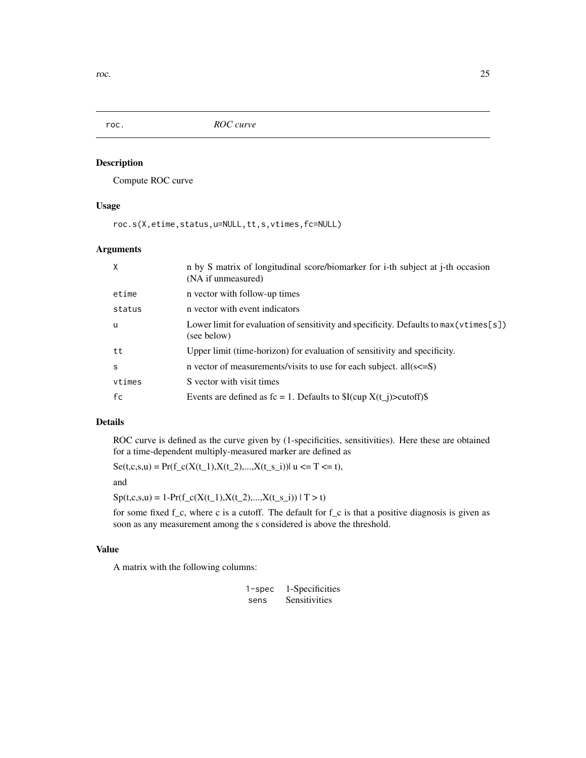# roc. — *ROC curve*

## Description

Compute ROC curve

## Usage

```
roc.s(X,etime,status,u=NULL,tt,s,vtimes,fc=NULL)
```

## Arguments

| | |
|---|---|
| `X` | n by S matrix of longitudinal score/biomarker for i-th subject at j-th occasion (NA if unmeasured) |
| `etime` | n vector with follow-up times |
| `status` | n vector with event indicators |
| `u` | Lower limit for evaluation of sensitivity and specificity. Defaults to `max(vtimes[s])` (see below) |
| `tt` | Upper limit (time-horizon) for evaluation of sensitivity and specificity. |
| `s` | n vector of measurements/visits to use for each subject. all(s<=S) |
| `vtimes` | S vector with visit times |
| `fc` | Events are defined as fc = 1. Defaults to $I(cup X(t_j)>cutoff)$ |

## Details

ROC curve is defined as the curve given by (1-specificities, sensitivities). Here these are obtained for a time-dependent multiply-measured marker are defined as

Se(t,c,s,u) = Pr(f_c(X(t_1),X(t_2),...,X(t_s_i))| u <= T <= t),

and

Sp(t,c,s,u) = 1-Pr(f_c(X(t_1),X(t_2),...,X(t_s_i)) | T > t)

for some fixed f_c, where c is a cutoff. The default for f_c is that a positive diagnosis is given as soon as any measurement among the s considered is above the threshold.

## Value

A matrix with the following columns:

| | |
|---|---|
| `1-spec` | 1-Specificities |
| `sens` | Sensitivities |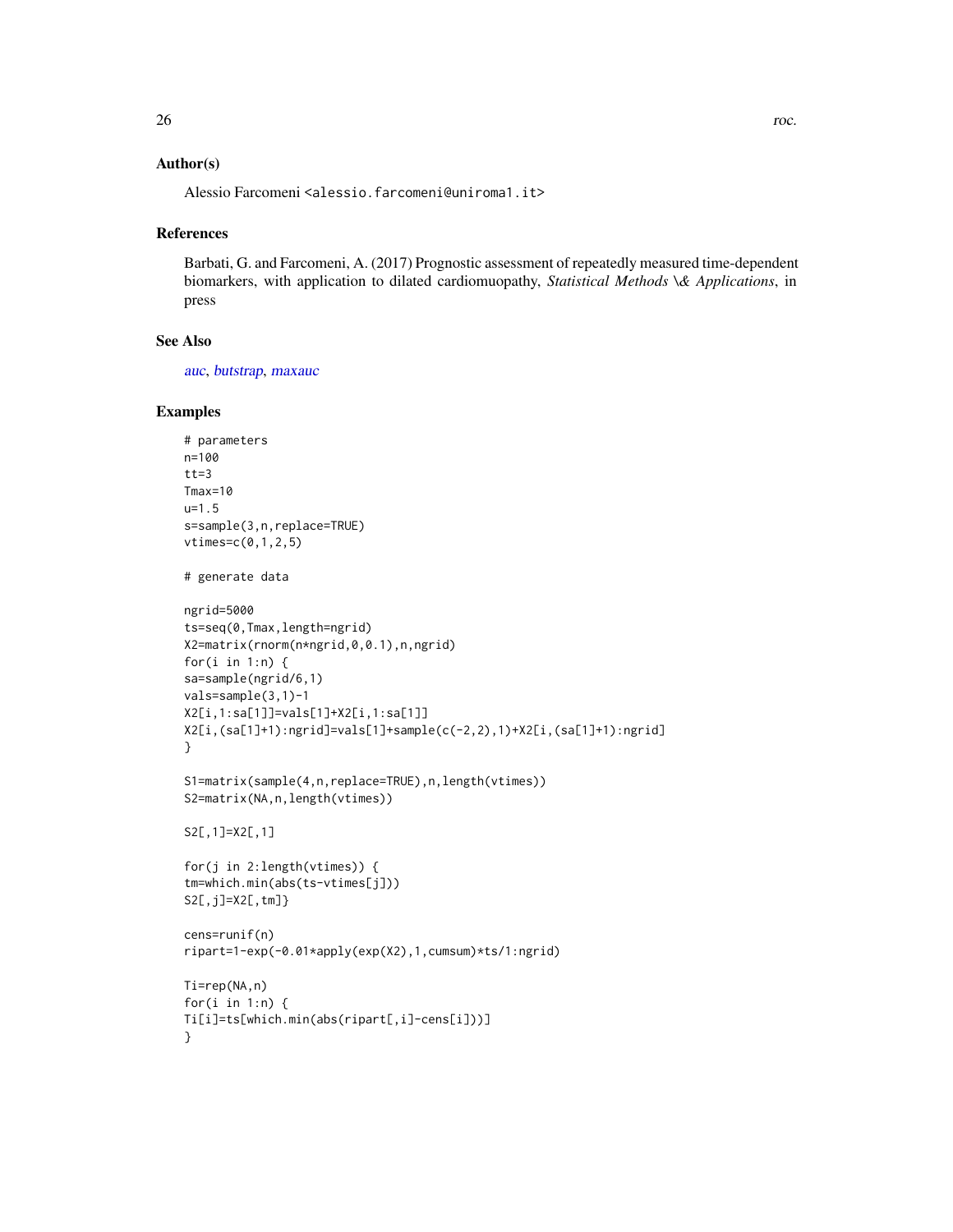## Author(s)

Alessio Farcomeni <alessio.farcomeni@uniroma1.it>

## References

Barbati, G. and Farcomeni, A. (2017) Prognostic assessment of repeatedly measured time-dependent biomarkers, with application to dilated cardiomuopathy, *Statistical Methods \& Applications*, in press

## See Also

auc, butstrap, maxauc

## Examples

```
# parameters
n=100
tt=3
Tmax=10
u=1.5
s=sample(3,n,replace=TRUE)
vtimes=c(0,1,2,5)

# generate data

ngrid=5000
ts=seq(0,Tmax,length=ngrid)
X2=matrix(rnorm(n*ngrid,0,0.1),n,ngrid)
for(i in 1:n) {
sa=sample(ngrid/6,1)
vals=sample(3,1)-1
X2[i,1:sa[1]]=vals[1]+X2[i,1:sa[1]]
X2[i,(sa[1]+1):ngrid]=vals[1]+sample(c(-2,2),1)+X2[i,(sa[1]+1):ngrid]
}

S1=matrix(sample(4,n,replace=TRUE),n,length(vtimes))
S2=matrix(NA,n,length(vtimes))

S2[,1]=X2[,1]

for(j in 2:length(vtimes)) {
tm=which.min(abs(ts-vtimes[j]))
S2[,j]=X2[,tm]}

cens=runif(n)
ripart=1-exp(-0.01*apply(exp(X2),1,cumsum)*ts/1:ngrid)

Ti=rep(NA,n)
for(i in 1:n) {
Ti[i]=ts[which.min(abs(ripart[,i]-cens[i]))]
}
```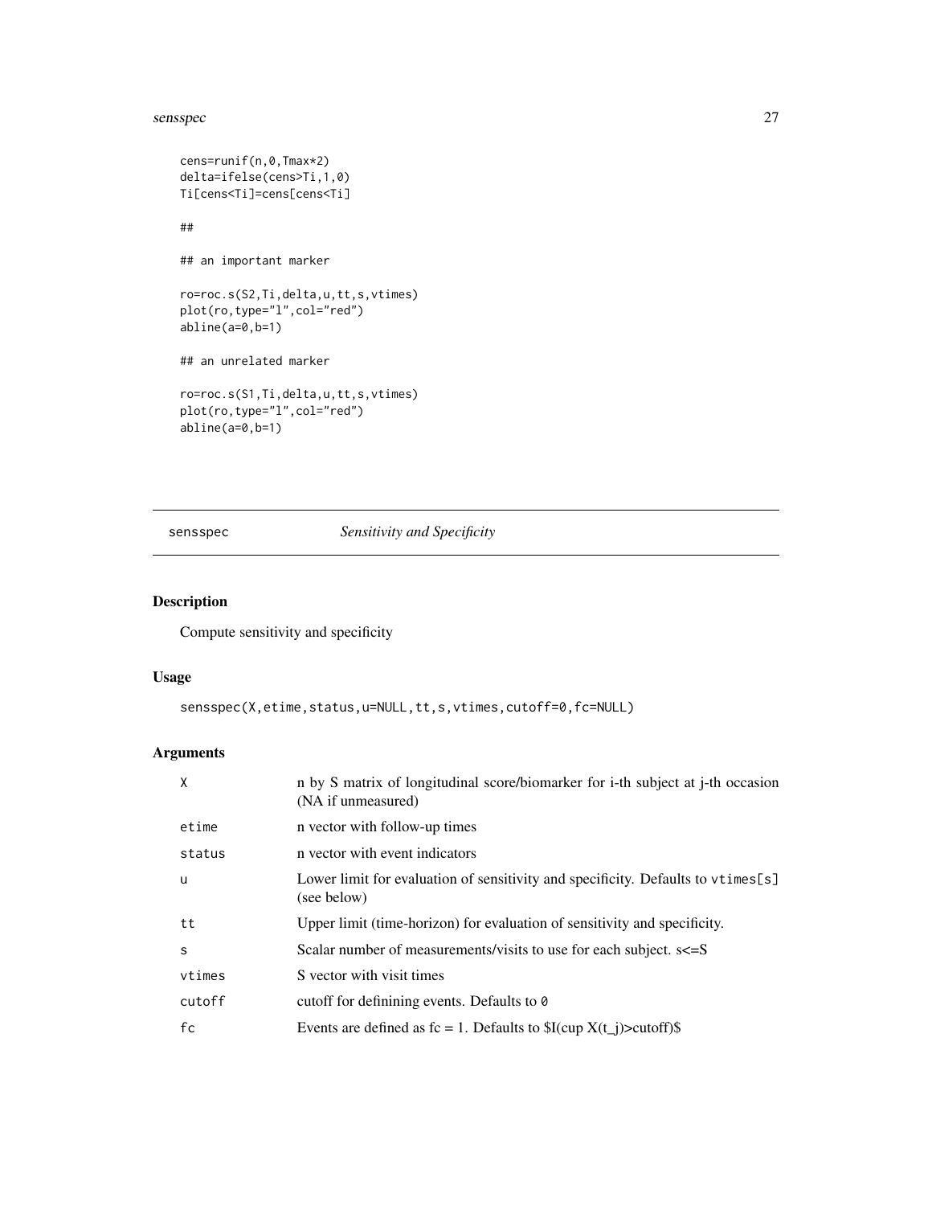```
cens=runif(n,0,Tmax*2)
delta=ifelse(cens>Ti,1,0)
Ti[cens<Ti]=cens[cens<Ti]

##

## an important marker

ro=roc.s(S2,Ti,delta,u,tt,s,vtimes)
plot(ro,type="l",col="red")
abline(a=0,b=1)

## an unrelated marker

ro=roc.s(S1,Ti,delta,u,tt,s,vtimes)
plot(ro,type="l",col="red")
abline(a=0,b=1)
```

---

sensspec &nbsp;&nbsp;&nbsp;&nbsp;&nbsp;&nbsp;&nbsp;&nbsp; *Sensitivity and Specificity*

---

## Description

Compute sensitivity and specificity

## Usage

```
sensspec(X,etime,status,u=NULL,tt,s,vtimes,cutoff=0,fc=NULL)
```

## Arguments

| | |
|---|---|
| X | n by S matrix of longitudinal score/biomarker for i-th subject at j-th occasion (NA if unmeasured) |
| etime | n vector with follow-up times |
| status | n vector with event indicators |
| u | Lower limit for evaluation of sensitivity and specificity. Defaults to `vtimes[s]` (see below) |
| tt | Upper limit (time-horizon) for evaluation of sensitivity and specificity. |
| s | Scalar number of measurements/visits to use for each subject. s<=S |
| vtimes | S vector with visit times |
| cutoff | cutoff for definining events. Defaults to `0` |
| fc | Events are defined as fc = 1. Defaults to $I(cup X(t_j)>cutoff)$ |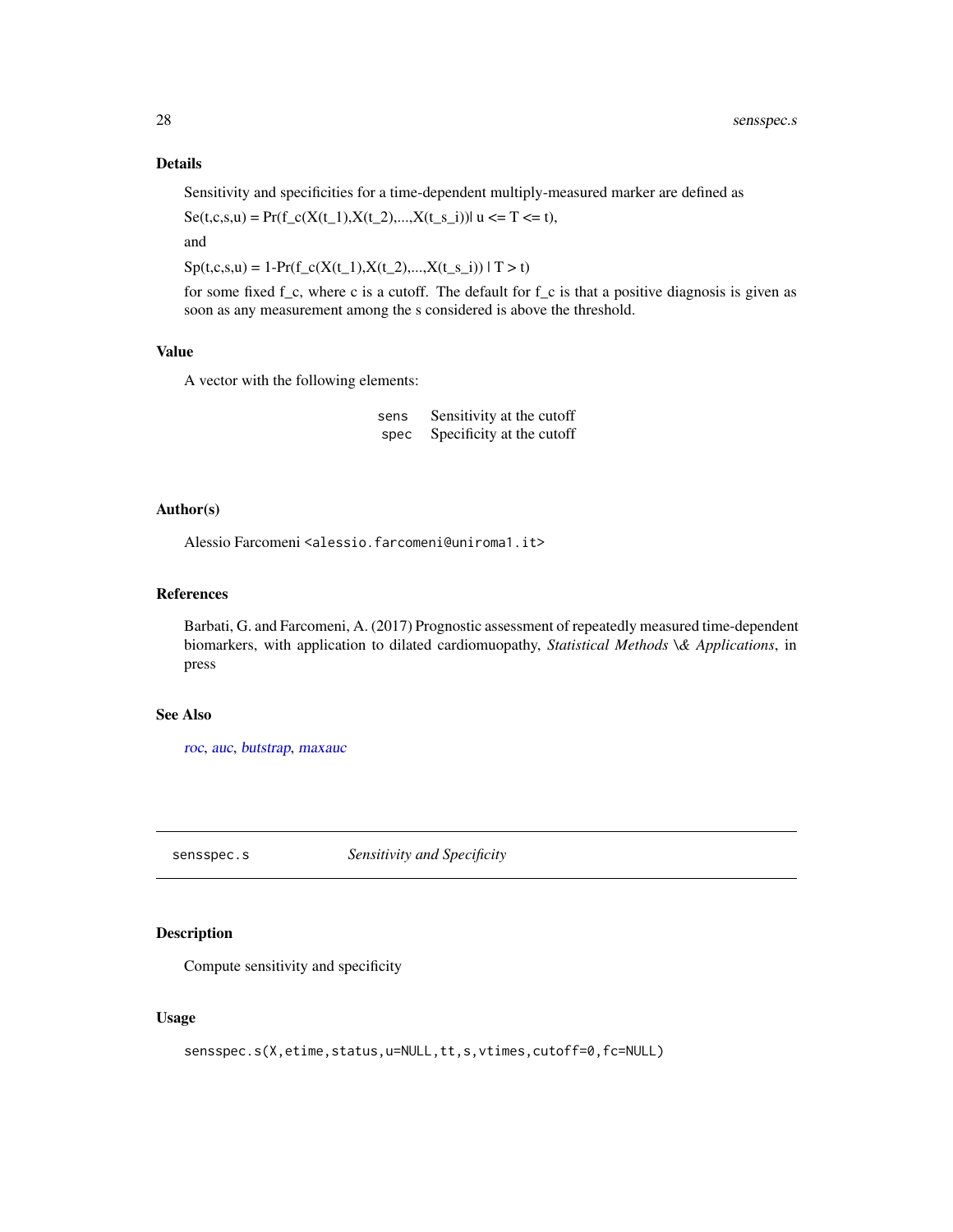## Details

Sensitivity and specificities for a time-dependent multiply-measured marker are defined as

Se(t,c,s,u) = Pr(f_c(X(t_1),X(t_2),...,X(t_s_i))| u <= T <= t),

and

Sp(t,c,s,u) = 1-Pr(f_c(X(t_1),X(t_2),...,X(t_s_i)) | T > t)

for some fixed f_c, where c is a cutoff. The default for f_c is that a positive diagnosis is given as soon as any measurement among the s considered is above the threshold.

## Value

A vector with the following elements:

| | |
|---|---|
| `sens` | Sensitivity at the cutoff |
| `spec` | Specificity at the cutoff |

## Author(s)

Alessio Farcomeni <alessio.farcomeni@uniroma1.it>

## References

Barbati, G. and Farcomeni, A. (2017) Prognostic assessment of repeatedly measured time-dependent biomarkers, with application to dilated cardiomuopathy, *Statistical Methods \& Applications*, in press

## See Also

roc, auc, butstrap, maxauc

---

# sensspec.s — *Sensitivity and Specificity*

## Description

Compute sensitivity and specificity

## Usage

```
sensspec.s(X,etime,status,u=NULL,tt,s,vtimes,cutoff=0,fc=NULL)
```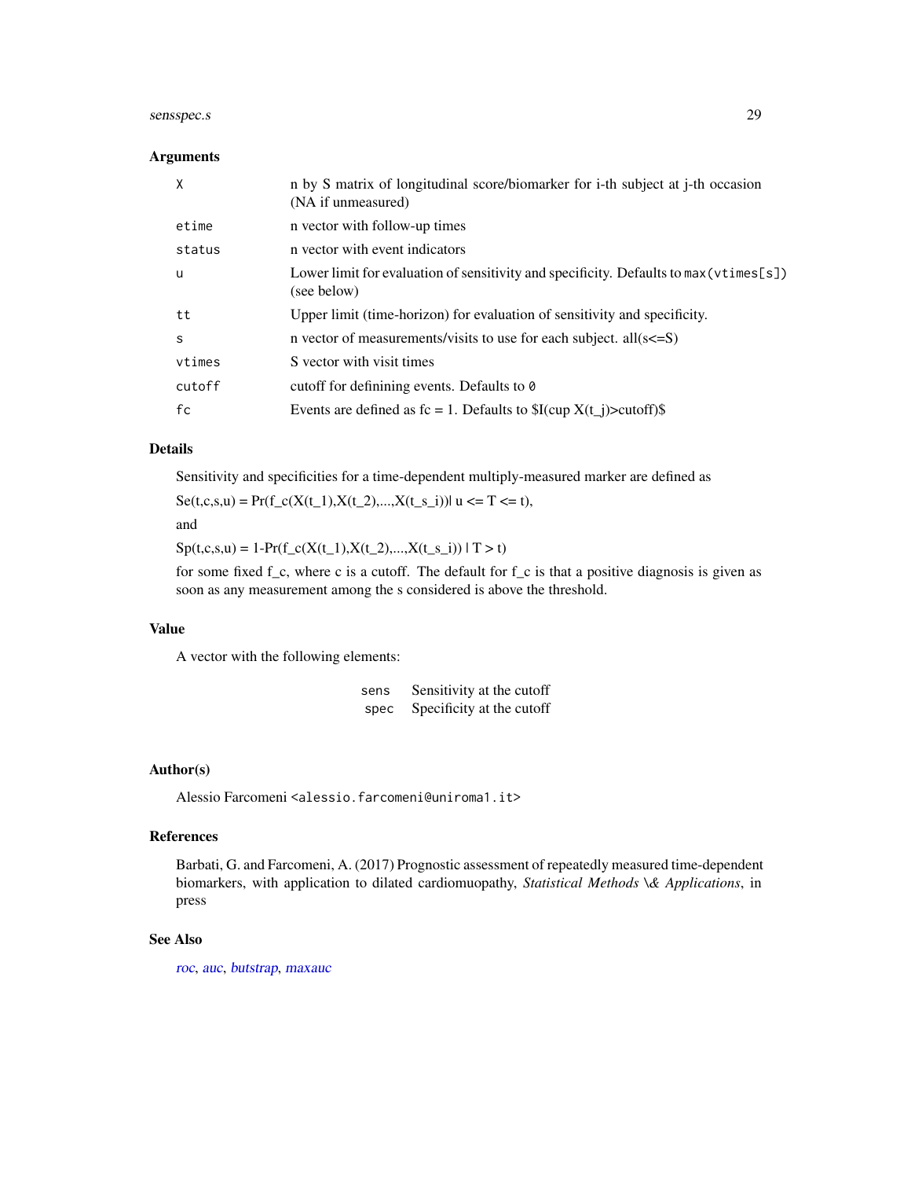### Arguments

| | |
|---|---|
| `X` | n by S matrix of longitudinal score/biomarker for i-th subject at j-th occasion (NA if unmeasured) |
| `etime` | n vector with follow-up times |
| `status` | n vector with event indicators |
| `u` | Lower limit for evaluation of sensitivity and specificity. Defaults to `max(vtimes[s])` (see below) |
| `tt` | Upper limit (time-horizon) for evaluation of sensitivity and specificity. |
| `s` | n vector of measurements/visits to use for each subject. all(s<=S) |
| `vtimes` | S vector with visit times |
| `cutoff` | cutoff for definining events. Defaults to `0` |
| `fc` | Events are defined as fc = 1. Defaults to $I(cup X(t_j)>cutoff)$ |

### Details

Sensitivity and specificities for a time-dependent multiply-measured marker are defined as

Se(t,c,s,u) = Pr(f_c(X(t_1),X(t_2),...,X(t_s_i))| u <= T <= t),

and

Sp(t,c,s,u) = 1-Pr(f_c(X(t_1),X(t_2),...,X(t_s_i)) | T > t)

for some fixed f_c, where c is a cutoff. The default for f_c is that a positive diagnosis is given as soon as any measurement among the s considered is above the threshold.

### Value

A vector with the following elements:

| | |
|---|---|
| `sens` | Sensitivity at the cutoff |
| `spec` | Specificity at the cutoff |

### Author(s)

Alessio Farcomeni <alessio.farcomeni@uniroma1.it>

### References

Barbati, G. and Farcomeni, A. (2017) Prognostic assessment of repeatedly measured time-dependent biomarkers, with application to dilated cardiomuopathy, *Statistical Methods \& Applications*, in press

### See Also

roc, auc, butstrap, maxauc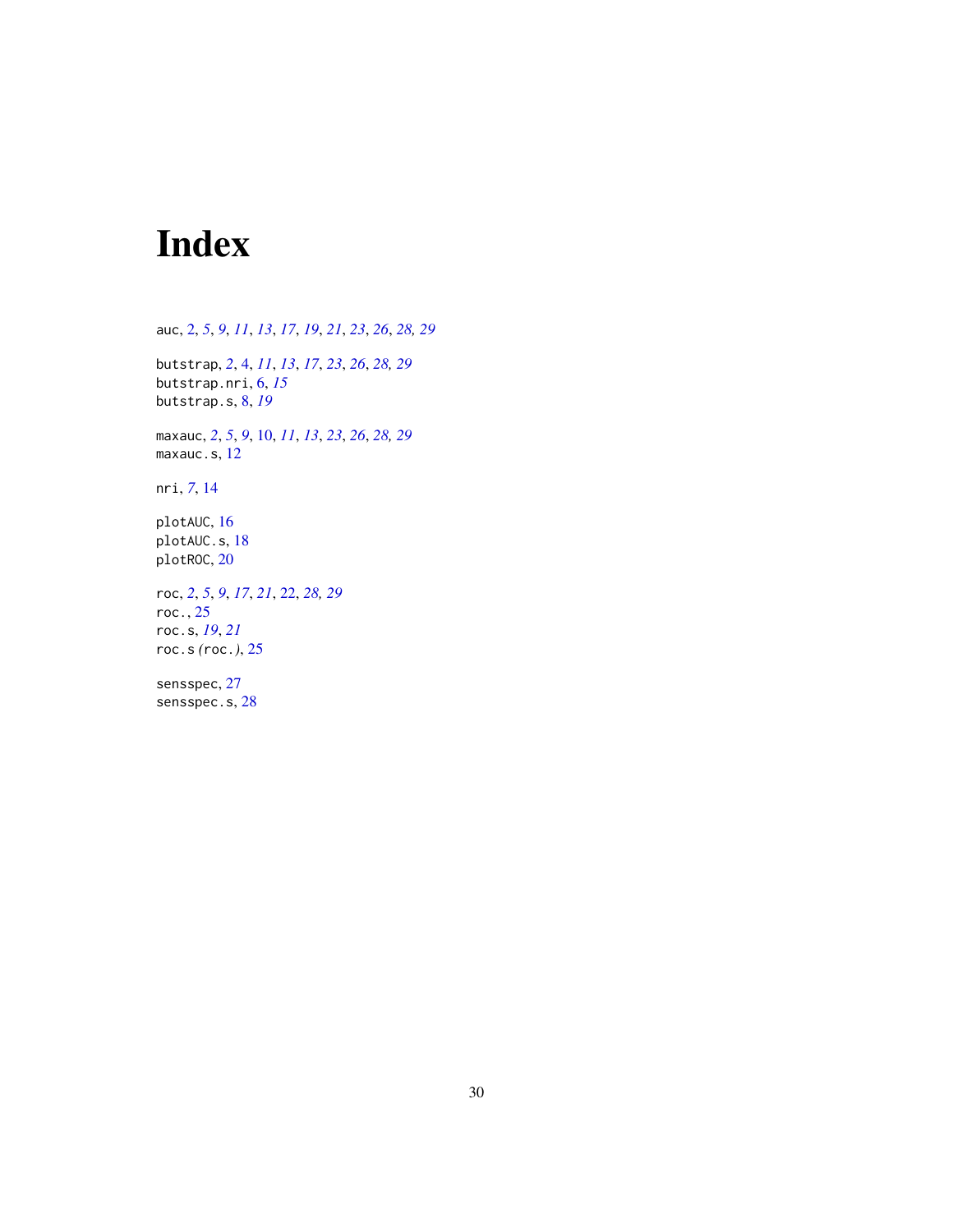# Index

auc, 2, *5*, *9*, *11*, *13*, *17*, *19*, *21*, *23*, *26*, *28, 29*

butstrap, *2*, 4, *11*, *13*, *17*, *23*, *26*, *28, 29*
butstrap.nri, 6, *15*
butstrap.s, 8, *19*

maxauc, *2*, *5*, *9*, 10, *11*, *13*, *23*, *26*, *28, 29*
maxauc.s, 12

nri, *7*, 14

plotAUC, 16
plotAUC.s, 18
plotROC, 20

roc, *2*, *5*, *9*, *17*, *21*, 22, *28, 29*
roc., 25
roc.s, *19*, *21*
roc.s *(roc.)*, 25

sensspec, 27
sensspec.s, 28